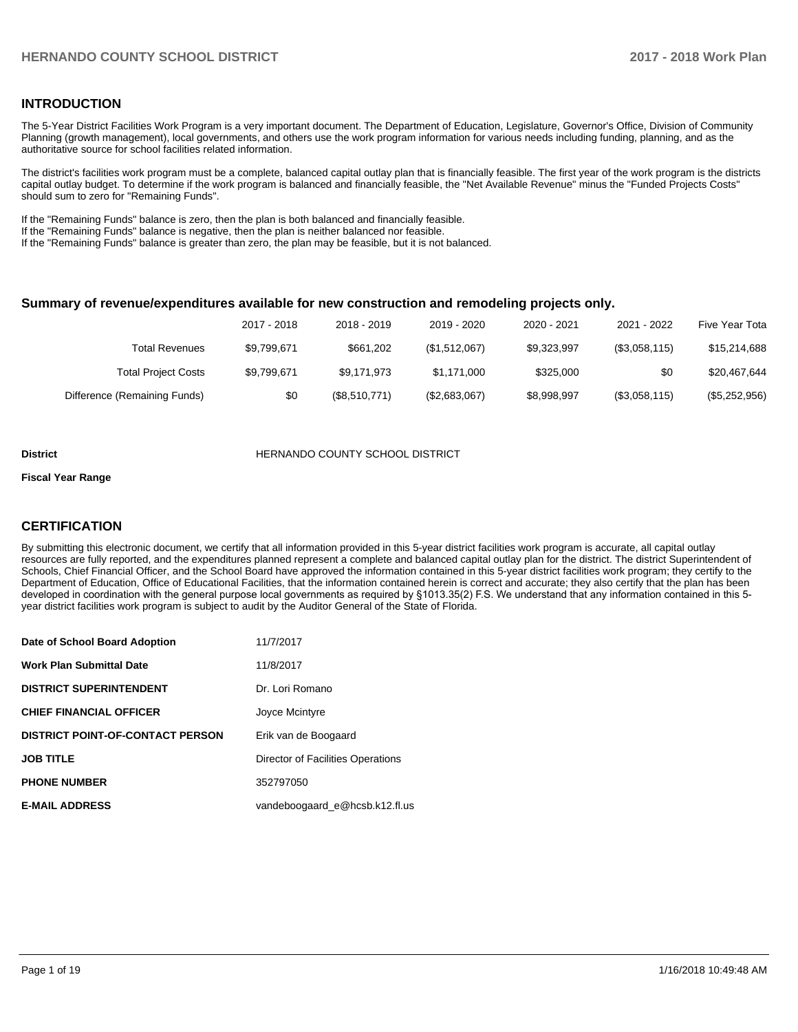## INTRODUCTION

The 5-Year District Facilities Work Program is a very important document. The Department of Education, Legislature, Governor's Office, Division of Community Planning (growth management), local governments, and others use the work program information for various needs including funding, planning, and as the authoritative source for school facilities related information.

The district's facilities work program must be a complete, balanced capital outlay plan that is financially feasible. The first year of the work program is the districts capital outlay budget. To determine if the work program is balanced and financially feasible, the "Net Available Revenue" minus the "Funded Projects Costs" should sum to zero for "Remaining Funds".

If the "Remaining Funds" balance is zero, then the plan is both balanced and financially feasible.
If the "Remaining Funds" balance is negative, then the plan is neither balanced nor feasible.
If the "Remaining Funds" balance is greater than zero, the plan may be feasible, but it is not balanced.

### Summary of revenue/expenditures available for new construction and remodeling projects only.

| | 2017 - 2018 | 2018 - 2019 | 2019 - 2020 | 2020 - 2021 | 2021 - 2022 | Five Year Tota |
|---|---|---|---|---|---|---|
| Total Revenues | $9,799,671 | $661,202 | ($1,512,067) | $9,323,997 | ($3,058,115) | $15,214,688 |
| Total Project Costs | $9,799,671 | $9,171,973 | $1,171,000 | $325,000 | $0 | $20,467,644 |
| Difference (Remaining Funds) | $0 | ($8,510,771) | ($2,683,067) | $8,998,997 | ($3,058,115) | ($5,252,956) |

**District** HERNANDO COUNTY SCHOOL DISTRICT

**Fiscal Year Range**

## CERTIFICATION

By submitting this electronic document, we certify that all information provided in this 5-year district facilities work program is accurate, all capital outlay resources are fully reported, and the expenditures planned represent a complete and balanced capital outlay plan for the district. The district Superintendent of Schools, Chief Financial Officer, and the School Board have approved the information contained in this 5-year district facilities work program; they certify to the Department of Education, Office of Educational Facilities, that the information contained herein is correct and accurate; they also certify that the plan has been developed in coordination with the general purpose local governments as required by §1013.35(2) F.S. We understand that any information contained in this 5-year district facilities work program is subject to audit by the Auditor General of the State of Florida.

| | |
|---|---|
| **Date of School Board Adoption** | 11/7/2017 |
| **Work Plan Submittal Date** | 11/8/2017 |
| **DISTRICT SUPERINTENDENT** | Dr. Lori Romano |
| **CHIEF FINANCIAL OFFICER** | Joyce Mcintyre |
| **DISTRICT POINT-OF-CONTACT PERSON** | Erik van de Boogaard |
| **JOB TITLE** | Director of Facilities Operations |
| **PHONE NUMBER** | 352797050 |
| **E-MAIL ADDRESS** | vandeboogaard_e@hcsb.k12.fl.us |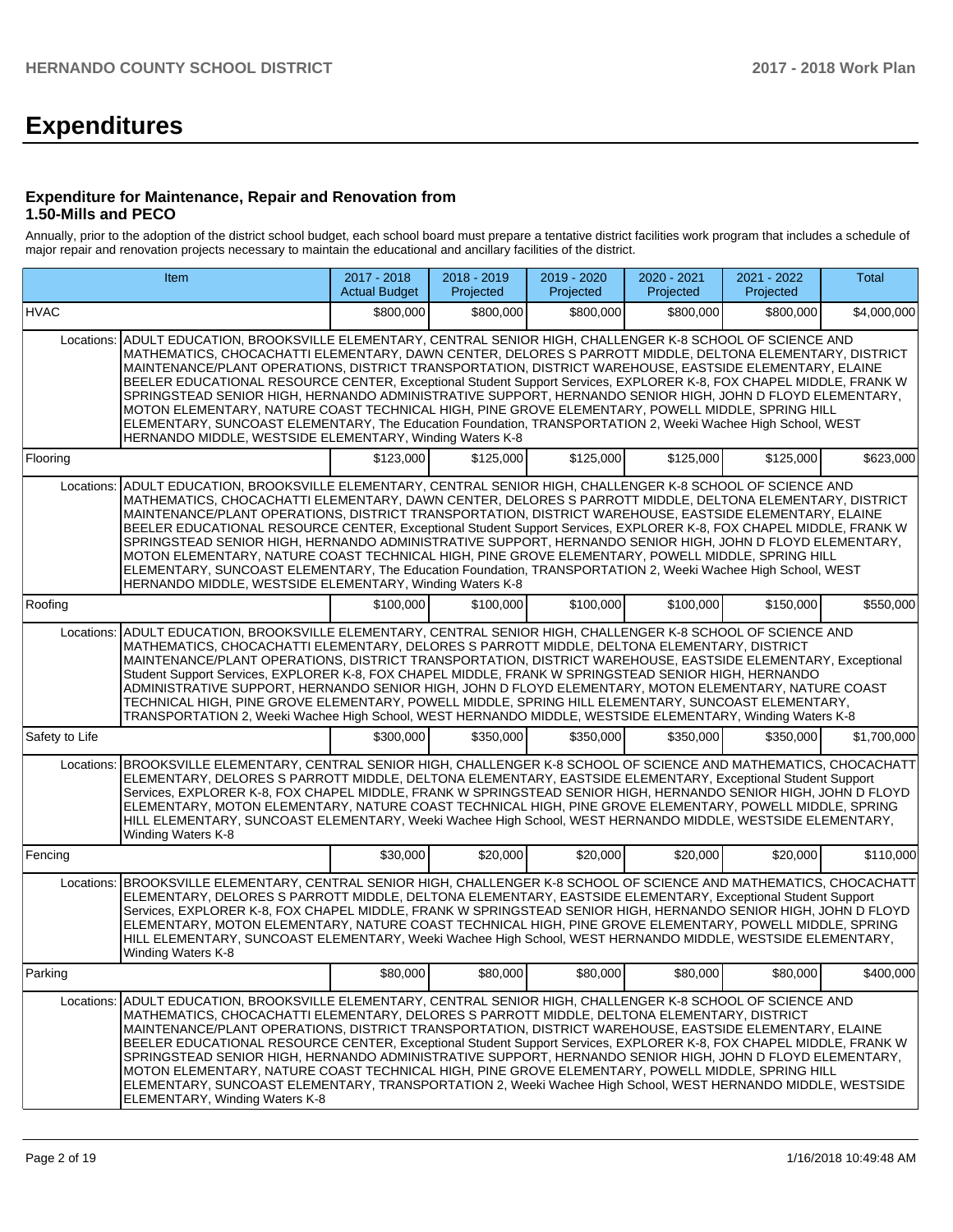# Expenditures

### Expenditure for Maintenance, Repair and Renovation from 1.50-Mills and PECO

Annually, prior to the adoption of the district school budget, each school board must prepare a tentative district facilities work program that includes a schedule of major repair and renovation projects necessary to maintain the educational and ancillary facilities of the district.

| Item | | 2017 - 2018 Actual Budget | 2018 - 2019 Projected | 2019 - 2020 Projected | 2020 - 2021 Projected | 2021 - 2022 Projected | Total |
|---|---|---|---|---|---|---|---|
| HVAC | | $800,000 | $800,000 | $800,000 | $800,000 | $800,000 | $4,000,000 |
| Locations: | ADULT EDUCATION, BROOKSVILLE ELEMENTARY, CENTRAL SENIOR HIGH, CHALLENGER K-8 SCHOOL OF SCIENCE AND MATHEMATICS, CHOCACHATTI ELEMENTARY, DAWN CENTER, DELORES S PARROTT MIDDLE, DELTONA ELEMENTARY, DISTRICT MAINTENANCE/PLANT OPERATIONS, DISTRICT TRANSPORTATION, DISTRICT WAREHOUSE, EASTSIDE ELEMENTARY, ELAINE BEELER EDUCATIONAL RESOURCE CENTER, Exceptional Student Support Services, EXPLORER K-8, FOX CHAPEL MIDDLE, FRANK W SPRINGSTEAD SENIOR HIGH, HERNANDO ADMINISTRATIVE SUPPORT, HERNANDO SENIOR HIGH, JOHN D FLOYD ELEMENTARY, MOTON ELEMENTARY, NATURE COAST TECHNICAL HIGH, PINE GROVE ELEMENTARY, POWELL MIDDLE, SPRING HILL ELEMENTARY, SUNCOAST ELEMENTARY, The Education Foundation, TRANSPORTATION 2, Weeki Wachee High School, WEST HERNANDO MIDDLE, WESTSIDE ELEMENTARY, Winding Waters K-8 | | | | | | |
| Flooring | | $123,000 | $125,000 | $125,000 | $125,000 | $125,000 | $623,000 |
| Locations: | ADULT EDUCATION, BROOKSVILLE ELEMENTARY, CENTRAL SENIOR HIGH, CHALLENGER K-8 SCHOOL OF SCIENCE AND MATHEMATICS, CHOCACHATTI ELEMENTARY, DAWN CENTER, DELORES S PARROTT MIDDLE, DELTONA ELEMENTARY, DISTRICT MAINTENANCE/PLANT OPERATIONS, DISTRICT TRANSPORTATION, DISTRICT WAREHOUSE, EASTSIDE ELEMENTARY, ELAINE BEELER EDUCATIONAL RESOURCE CENTER, Exceptional Student Support Services, EXPLORER K-8, FOX CHAPEL MIDDLE, FRANK W SPRINGSTEAD SENIOR HIGH, HERNANDO ADMINISTRATIVE SUPPORT, HERNANDO SENIOR HIGH, JOHN D FLOYD ELEMENTARY, MOTON ELEMENTARY, NATURE COAST TECHNICAL HIGH, PINE GROVE ELEMENTARY, POWELL MIDDLE, SPRING HILL ELEMENTARY, SUNCOAST ELEMENTARY, The Education Foundation, TRANSPORTATION 2, Weeki Wachee High School, WEST HERNANDO MIDDLE, WESTSIDE ELEMENTARY, Winding Waters K-8 | | | | | | |
| Roofing | | $100,000 | $100,000 | $100,000 | $100,000 | $150,000 | $550,000 |
| Locations: | ADULT EDUCATION, BROOKSVILLE ELEMENTARY, CENTRAL SENIOR HIGH, CHALLENGER K-8 SCHOOL OF SCIENCE AND MATHEMATICS, CHOCACHATTI ELEMENTARY, DELORES S PARROTT MIDDLE, DELTONA ELEMENTARY, DISTRICT MAINTENANCE/PLANT OPERATIONS, DISTRICT TRANSPORTATION, DISTRICT WAREHOUSE, EASTSIDE ELEMENTARY, Exceptional Student Support Services, EXPLORER K-8, FOX CHAPEL MIDDLE, FRANK W SPRINGSTEAD SENIOR HIGH, HERNANDO ADMINISTRATIVE SUPPORT, HERNANDO SENIOR HIGH, JOHN D FLOYD ELEMENTARY, MOTON ELEMENTARY, NATURE COAST TECHNICAL HIGH, PINE GROVE ELEMENTARY, POWELL MIDDLE, SPRING HILL ELEMENTARY, SUNCOAST ELEMENTARY, TRANSPORTATION 2, Weeki Wachee High School, WEST HERNANDO MIDDLE, WESTSIDE ELEMENTARY, Winding Waters K-8 | | | | | | |
| Safety to Life | | $300,000 | $350,000 | $350,000 | $350,000 | $350,000 | $1,700,000 |
| Locations: | BROOKSVILLE ELEMENTARY, CENTRAL SENIOR HIGH, CHALLENGER K-8 SCHOOL OF SCIENCE AND MATHEMATICS, CHOCACHATTI ELEMENTARY, DELORES S PARROTT MIDDLE, DELTONA ELEMENTARY, EASTSIDE ELEMENTARY, Exceptional Student Support Services, EXPLORER K-8, FOX CHAPEL MIDDLE, FRANK W SPRINGSTEAD SENIOR HIGH, HERNANDO SENIOR HIGH, JOHN D FLOYD ELEMENTARY, MOTON ELEMENTARY, NATURE COAST TECHNICAL HIGH, PINE GROVE ELEMENTARY, POWELL MIDDLE, SPRING HILL ELEMENTARY, SUNCOAST ELEMENTARY, Weeki Wachee High School, WEST HERNANDO MIDDLE, WESTSIDE ELEMENTARY, Winding Waters K-8 | | | | | | |
| Fencing | | $30,000 | $20,000 | $20,000 | $20,000 | $20,000 | $110,000 |
| Locations: | BROOKSVILLE ELEMENTARY, CENTRAL SENIOR HIGH, CHALLENGER K-8 SCHOOL OF SCIENCE AND MATHEMATICS, CHOCACHATTI ELEMENTARY, DELORES S PARROTT MIDDLE, DELTONA ELEMENTARY, EASTSIDE ELEMENTARY, Exceptional Student Support Services, EXPLORER K-8, FOX CHAPEL MIDDLE, FRANK W SPRINGSTEAD SENIOR HIGH, HERNANDO SENIOR HIGH, JOHN D FLOYD ELEMENTARY, MOTON ELEMENTARY, NATURE COAST TECHNICAL HIGH, PINE GROVE ELEMENTARY, POWELL MIDDLE, SPRING HILL ELEMENTARY, SUNCOAST ELEMENTARY, Weeki Wachee High School, WEST HERNANDO MIDDLE, WESTSIDE ELEMENTARY, Winding Waters K-8 | | | | | | |
| Parking | | $80,000 | $80,000 | $80,000 | $80,000 | $80,000 | $400,000 |
| Locations: | ADULT EDUCATION, BROOKSVILLE ELEMENTARY, CENTRAL SENIOR HIGH, CHALLENGER K-8 SCHOOL OF SCIENCE AND MATHEMATICS, CHOCACHATTI ELEMENTARY, DELORES S PARROTT MIDDLE, DELTONA ELEMENTARY, DISTRICT MAINTENANCE/PLANT OPERATIONS, DISTRICT TRANSPORTATION, DISTRICT WAREHOUSE, EASTSIDE ELEMENTARY, ELAINE BEELER EDUCATIONAL RESOURCE CENTER, Exceptional Student Support Services, EXPLORER K-8, FOX CHAPEL MIDDLE, FRANK W SPRINGSTEAD SENIOR HIGH, HERNANDO ADMINISTRATIVE SUPPORT, HERNANDO SENIOR HIGH, JOHN D FLOYD ELEMENTARY, MOTON ELEMENTARY, NATURE COAST TECHNICAL HIGH, PINE GROVE ELEMENTARY, POWELL MIDDLE, SPRING HILL ELEMENTARY, SUNCOAST ELEMENTARY, TRANSPORTATION 2, Weeki Wachee High School, WEST HERNANDO MIDDLE, WESTSIDE ELEMENTARY, Winding Waters K-8 | | | | | | |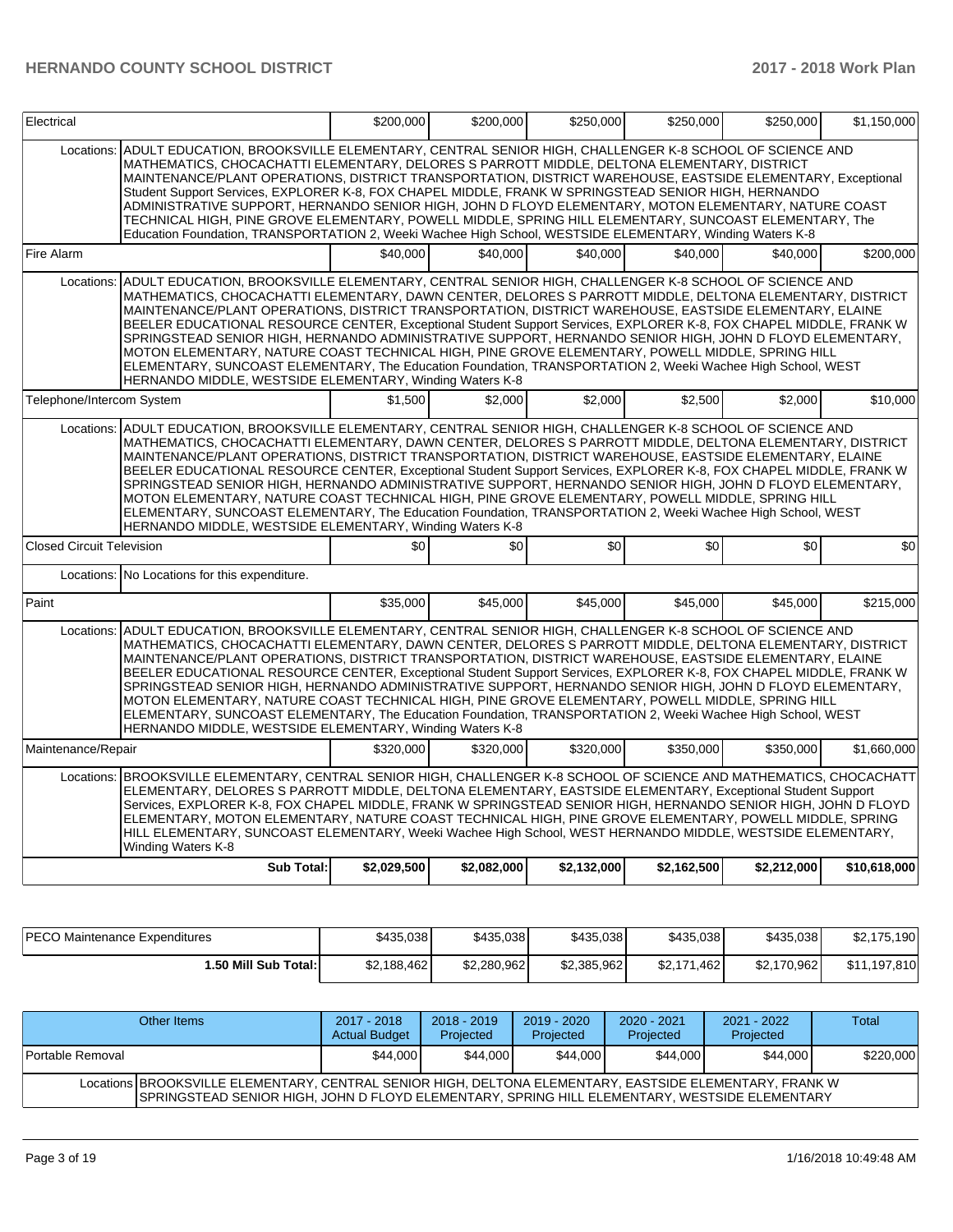| Item | | 2017 - 2018 | 2018 - 2019 | 2019 - 2020 | 2020 - 2021 | 2021 - 2022 | Total |
|---|---|---|---|---|---|---|---|
| Electrical | | $200,000 | $200,000 | $250,000 | $250,000 | $250,000 | $1,150,000 |
| Locations: | ADULT EDUCATION, BROOKSVILLE ELEMENTARY, CENTRAL SENIOR HIGH, CHALLENGER K-8 SCHOOL OF SCIENCE AND MATHEMATICS, CHOCACHATTI ELEMENTARY, DELORES S PARROTT MIDDLE, DELTONA ELEMENTARY, DISTRICT MAINTENANCE/PLANT OPERATIONS, DISTRICT TRANSPORTATION, DISTRICT WAREHOUSE, EASTSIDE ELEMENTARY, Exceptional Student Support Services, EXPLORER K-8, FOX CHAPEL MIDDLE, FRANK W SPRINGSTEAD SENIOR HIGH, HERNANDO ADMINISTRATIVE SUPPORT, HERNANDO SENIOR HIGH, JOHN D FLOYD ELEMENTARY, MOTON ELEMENTARY, NATURE COAST TECHNICAL HIGH, PINE GROVE ELEMENTARY, POWELL MIDDLE, SPRING HILL ELEMENTARY, SUNCOAST ELEMENTARY, The Education Foundation, TRANSPORTATION 2, Weeki Wachee High School, WESTSIDE ELEMENTARY, Winding Waters K-8 | | | | | | |
| Fire Alarm | | $40,000 | $40,000 | $40,000 | $40,000 | $40,000 | $200,000 |
| Locations: | ADULT EDUCATION, BROOKSVILLE ELEMENTARY, CENTRAL SENIOR HIGH, CHALLENGER K-8 SCHOOL OF SCIENCE AND MATHEMATICS, CHOCACHATTI ELEMENTARY, DAWN CENTER, DELORES S PARROTT MIDDLE, DELTONA ELEMENTARY, DISTRICT MAINTENANCE/PLANT OPERATIONS, DISTRICT TRANSPORTATION, DISTRICT WAREHOUSE, EASTSIDE ELEMENTARY, ELAINE BEELER EDUCATIONAL RESOURCE CENTER, Exceptional Student Support Services, EXPLORER K-8, FOX CHAPEL MIDDLE, FRANK W SPRINGSTEAD SENIOR HIGH, HERNANDO ADMINISTRATIVE SUPPORT, HERNANDO SENIOR HIGH, JOHN D FLOYD ELEMENTARY, MOTON ELEMENTARY, NATURE COAST TECHNICAL HIGH, PINE GROVE ELEMENTARY, POWELL MIDDLE, SPRING HILL ELEMENTARY, SUNCOAST ELEMENTARY, The Education Foundation, TRANSPORTATION 2, Weeki Wachee High School, WEST HERNANDO MIDDLE, WESTSIDE ELEMENTARY, Winding Waters K-8 | | | | | | |
| Telephone/Intercom System | | $1,500 | $2,000 | $2,000 | $2,500 | $2,000 | $10,000 |
| Locations: | ADULT EDUCATION, BROOKSVILLE ELEMENTARY, CENTRAL SENIOR HIGH, CHALLENGER K-8 SCHOOL OF SCIENCE AND MATHEMATICS, CHOCACHATTI ELEMENTARY, DAWN CENTER, DELORES S PARROTT MIDDLE, DELTONA ELEMENTARY, DISTRICT MAINTENANCE/PLANT OPERATIONS, DISTRICT TRANSPORTATION, DISTRICT WAREHOUSE, EASTSIDE ELEMENTARY, ELAINE BEELER EDUCATIONAL RESOURCE CENTER, Exceptional Student Support Services, EXPLORER K-8, FOX CHAPEL MIDDLE, FRANK W SPRINGSTEAD SENIOR HIGH, HERNANDO ADMINISTRATIVE SUPPORT, HERNANDO SENIOR HIGH, JOHN D FLOYD ELEMENTARY, MOTON ELEMENTARY, NATURE COAST TECHNICAL HIGH, PINE GROVE ELEMENTARY, POWELL MIDDLE, SPRING HILL ELEMENTARY, SUNCOAST ELEMENTARY, The Education Foundation, TRANSPORTATION 2, Weeki Wachee High School, WEST HERNANDO MIDDLE, WESTSIDE ELEMENTARY, Winding Waters K-8 | | | | | | |
| Closed Circuit Television | | $0 | $0 | $0 | $0 | $0 | $0 |
| Locations: | No Locations for this expenditure. | | | | | | |
| Paint | | $35,000 | $45,000 | $45,000 | $45,000 | $45,000 | $215,000 |
| Locations: | ADULT EDUCATION, BROOKSVILLE ELEMENTARY, CENTRAL SENIOR HIGH, CHALLENGER K-8 SCHOOL OF SCIENCE AND MATHEMATICS, CHOCACHATTI ELEMENTARY, DAWN CENTER, DELORES S PARROTT MIDDLE, DELTONA ELEMENTARY, DISTRICT MAINTENANCE/PLANT OPERATIONS, DISTRICT TRANSPORTATION, DISTRICT WAREHOUSE, EASTSIDE ELEMENTARY, ELAINE BEELER EDUCATIONAL RESOURCE CENTER, Exceptional Student Support Services, EXPLORER K-8, FOX CHAPEL MIDDLE, FRANK W SPRINGSTEAD SENIOR HIGH, HERNANDO ADMINISTRATIVE SUPPORT, HERNANDO SENIOR HIGH, JOHN D FLOYD ELEMENTARY, MOTON ELEMENTARY, NATURE COAST TECHNICAL HIGH, PINE GROVE ELEMENTARY, POWELL MIDDLE, SPRING HILL ELEMENTARY, SUNCOAST ELEMENTARY, The Education Foundation, TRANSPORTATION 2, Weeki Wachee High School, WEST HERNANDO MIDDLE, WESTSIDE ELEMENTARY, Winding Waters K-8 | | | | | | |
| Maintenance/Repair | | $320,000 | $320,000 | $320,000 | $350,000 | $350,000 | $1,660,000 |
| Locations: | BROOKSVILLE ELEMENTARY, CENTRAL SENIOR HIGH, CHALLENGER K-8 SCHOOL OF SCIENCE AND MATHEMATICS, CHOCACHATTI ELEMENTARY, DELORES S PARROTT MIDDLE, DELTONA ELEMENTARY, EASTSIDE ELEMENTARY, Exceptional Student Support Services, EXPLORER K-8, FOX CHAPEL MIDDLE, FRANK W SPRINGSTEAD SENIOR HIGH, HERNANDO SENIOR HIGH, JOHN D FLOYD ELEMENTARY, MOTON ELEMENTARY, NATURE COAST TECHNICAL HIGH, PINE GROVE ELEMENTARY, POWELL MIDDLE, SPRING HILL ELEMENTARY, SUNCOAST ELEMENTARY, Weeki Wachee High School, WEST HERNANDO MIDDLE, WESTSIDE ELEMENTARY, Winding Waters K-8 | | | | | | |
| | **Sub Total:** | **$2,029,500** | **$2,082,000** | **$2,132,000** | **$2,162,500** | **$2,212,000** | **$10,618,000** |

| | | | | | | |
|---|---|---|---|---|---|---|
| PECO Maintenance Expenditures | $435,038 | $435,038 | $435,038 | $435,038 | $435,038 | $2,175,190 |
| **1.50 Mill Sub Total:** | $2,188,462 | $2,280,962 | $2,385,962 | $2,171,462 | $2,170,962 | $11,197,810 |

| Other Items | | 2017 - 2018 Actual Budget | 2018 - 2019 Projected | 2019 - 2020 Projected | 2020 - 2021 Projected | 2021 - 2022 Projected | Total |
|---|---|---|---|---|---|---|---|
| Portable Removal | | $44,000 | $44,000 | $44,000 | $44,000 | $44,000 | $220,000 |
| Locations | BROOKSVILLE ELEMENTARY, CENTRAL SENIOR HIGH, DELTONA ELEMENTARY, EASTSIDE ELEMENTARY, FRANK W SPRINGSTEAD SENIOR HIGH, JOHN D FLOYD ELEMENTARY, SPRING HILL ELEMENTARY, WESTSIDE ELEMENTARY | | | | | | |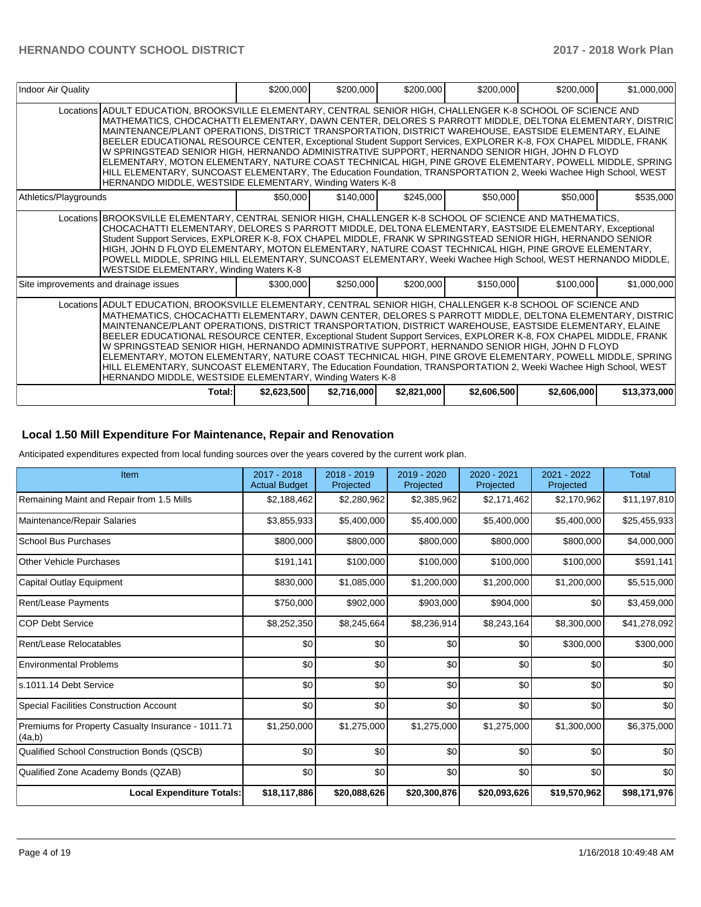| Indoor Air Quality | | $200,000 | $200,000 | $200,000 | $200,000 | $200,000 | $1,000,000 |
|---|---|---|---|---|---|---|---|
| | Locations | ADULT EDUCATION, BROOKSVILLE ELEMENTARY, CENTRAL SENIOR HIGH, CHALLENGER K-8 SCHOOL OF SCIENCE AND MATHEMATICS, CHOCACHATTI ELEMENTARY, DAWN CENTER, DELORES S PARROTT MIDDLE, DELTONA ELEMENTARY, DISTRIC MAINTENANCE/PLANT OPERATIONS, DISTRICT TRANSPORTATION, DISTRICT WAREHOUSE, EASTSIDE ELEMENTARY, ELAINE BEELER EDUCATIONAL RESOURCE CENTER, Exceptional Student Support Services, EXPLORER K-8, FOX CHAPEL MIDDLE, FRANK W SPRINGSTEAD SENIOR HIGH, HERNANDO ADMINISTRATIVE SUPPORT, HERNANDO SENIOR HIGH, JOHN D FLOYD ELEMENTARY, MOTON ELEMENTARY, NATURE COAST TECHNICAL HIGH, PINE GROVE ELEMENTARY, POWELL MIDDLE, SPRING HILL ELEMENTARY, SUNCOAST ELEMENTARY, The Education Foundation, TRANSPORTATION 2, Weeki Wachee High School, WEST HERNANDO MIDDLE, WESTSIDE ELEMENTARY, Winding Waters K-8 | | | | | | |
| Athletics/Playgrounds | | $50,000 | $140,000 | $245,000 | $50,000 | $50,000 | $535,000 |
| | Locations | BROOKSVILLE ELEMENTARY, CENTRAL SENIOR HIGH, CHALLENGER K-8 SCHOOL OF SCIENCE AND MATHEMATICS, CHOCACHATTI ELEMENTARY, DELORES S PARROTT MIDDLE, DELTONA ELEMENTARY, EASTSIDE ELEMENTARY, Exceptional Student Support Services, EXPLORER K-8, FOX CHAPEL MIDDLE, FRANK W SPRINGSTEAD SENIOR HIGH, HERNANDO SENIOR HIGH, JOHN D FLOYD ELEMENTARY, MOTON ELEMENTARY, NATURE COAST TECHNICAL HIGH, PINE GROVE ELEMENTARY, POWELL MIDDLE, SPRING HILL ELEMENTARY, SUNCOAST ELEMENTARY, Weeki Wachee High School, WEST HERNANDO MIDDLE, WESTSIDE ELEMENTARY, Winding Waters K-8 | | | | | | |
| Site improvements and drainage issues | | $300,000 | $250,000 | $200,000 | $150,000 | $100,000 | $1,000,000 |
| | Locations | ADULT EDUCATION, BROOKSVILLE ELEMENTARY, CENTRAL SENIOR HIGH, CHALLENGER K-8 SCHOOL OF SCIENCE AND MATHEMATICS, CHOCACHATTI ELEMENTARY, DAWN CENTER, DELORES S PARROTT MIDDLE, DELTONA ELEMENTARY, DISTRIC MAINTENANCE/PLANT OPERATIONS, DISTRICT TRANSPORTATION, DISTRICT WAREHOUSE, EASTSIDE ELEMENTARY, ELAINE BEELER EDUCATIONAL RESOURCE CENTER, Exceptional Student Support Services, EXPLORER K-8, FOX CHAPEL MIDDLE, FRANK W SPRINGSTEAD SENIOR HIGH, HERNANDO ADMINISTRATIVE SUPPORT, HERNANDO SENIOR HIGH, JOHN D FLOYD ELEMENTARY, MOTON ELEMENTARY, NATURE COAST TECHNICAL HIGH, PINE GROVE ELEMENTARY, POWELL MIDDLE, SPRING HILL ELEMENTARY, SUNCOAST ELEMENTARY, The Education Foundation, TRANSPORTATION 2, Weeki Wachee High School, WEST HERNANDO MIDDLE, WESTSIDE ELEMENTARY, Winding Waters K-8 | | | | | | |
| | **Total:** | **$2,623,500** | **$2,716,000** | **$2,821,000** | **$2,606,500** | **$2,606,000** | **$13,373,000** |

## Local 1.50 Mill Expenditure For Maintenance, Repair and Renovation

Anticipated expenditures expected from local funding sources over the years covered by the current work plan.

| Item | 2017 - 2018 Actual Budget | 2018 - 2019 Projected | 2019 - 2020 Projected | 2020 - 2021 Projected | 2021 - 2022 Projected | Total |
|---|---|---|---|---|---|---|
| Remaining Maint and Repair from 1.5 Mills | $2,188,462 | $2,280,962 | $2,385,962 | $2,171,462 | $2,170,962 | $11,197,810 |
| Maintenance/Repair Salaries | $3,855,933 | $5,400,000 | $5,400,000 | $5,400,000 | $5,400,000 | $25,455,933 |
| School Bus Purchases | $800,000 | $800,000 | $800,000 | $800,000 | $800,000 | $4,000,000 |
| Other Vehicle Purchases | $191,141 | $100,000 | $100,000 | $100,000 | $100,000 | $591,141 |
| Capital Outlay Equipment | $830,000 | $1,085,000 | $1,200,000 | $1,200,000 | $1,200,000 | $5,515,000 |
| Rent/Lease Payments | $750,000 | $902,000 | $903,000 | $904,000 | $0 | $3,459,000 |
| COP Debt Service | $8,252,350 | $8,245,664 | $8,236,914 | $8,243,164 | $8,300,000 | $41,278,092 |
| Rent/Lease Relocatables | $0 | $0 | $0 | $0 | $300,000 | $300,000 |
| Environmental Problems | $0 | $0 | $0 | $0 | $0 | $0 |
| s.1011.14 Debt Service | $0 | $0 | $0 | $0 | $0 | $0 |
| Special Facilities Construction Account | $0 | $0 | $0 | $0 | $0 | $0 |
| Premiums for Property Casualty Insurance - 1011.71 (4a,b) | $1,250,000 | $1,275,000 | $1,275,000 | $1,275,000 | $1,300,000 | $6,375,000 |
| Qualified School Construction Bonds (QSCB) | $0 | $0 | $0 | $0 | $0 | $0 |
| Qualified Zone Academy Bonds (QZAB) | $0 | $0 | $0 | $0 | $0 | $0 |
| **Local Expenditure Totals:** | **$18,117,886** | **$20,088,626** | **$20,300,876** | **$20,093,626** | **$19,570,962** | **$98,171,976** |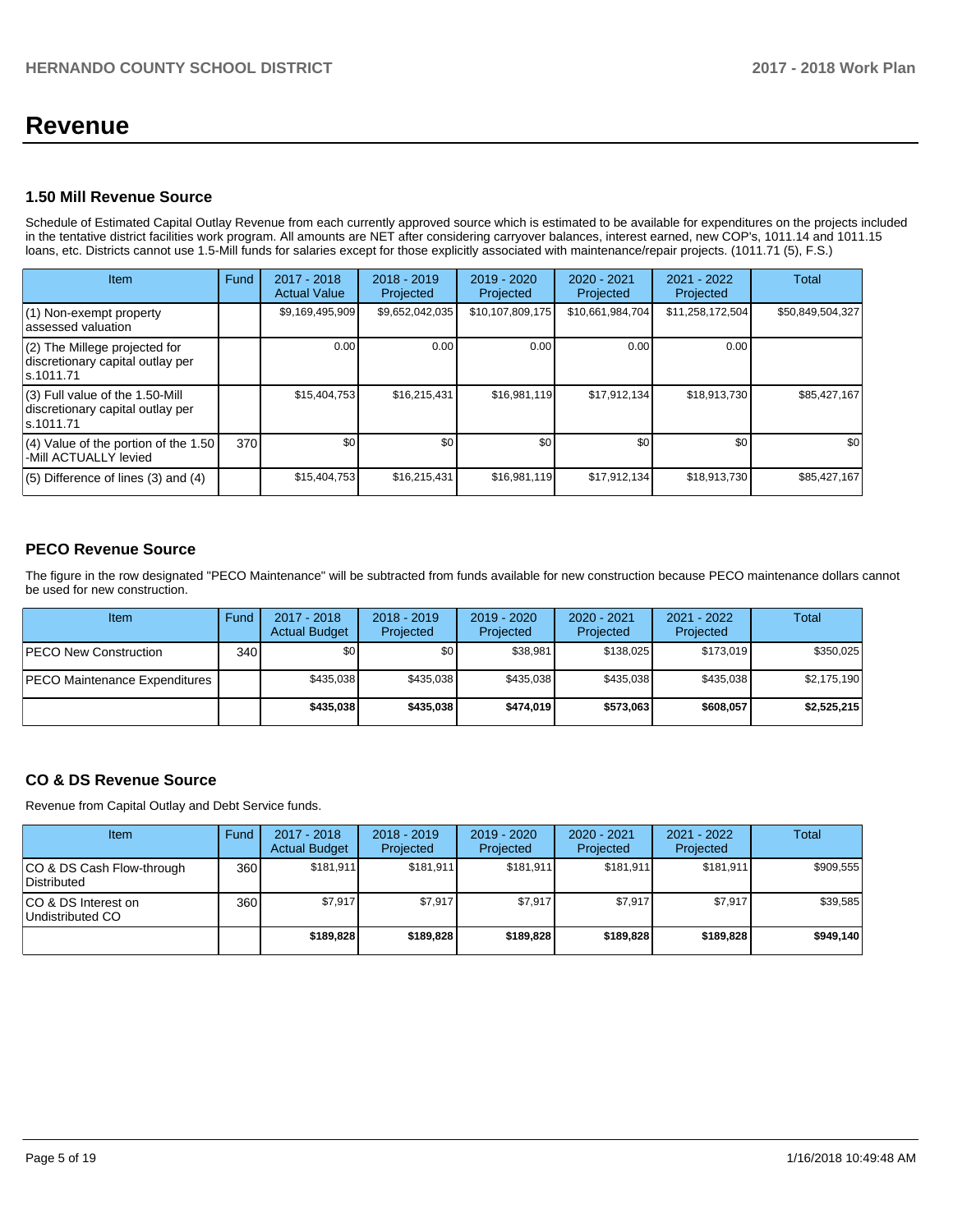# Revenue

## 1.50 Mill Revenue Source

Schedule of Estimated Capital Outlay Revenue from each currently approved source which is estimated to be available for expenditures on the projects included in the tentative district facilities work program. All amounts are NET after considering carryover balances, interest earned, new COP's, 1011.14 and 1011.15 loans, etc. Districts cannot use 1.5-Mill funds for salaries except for those explicitly associated with maintenance/repair projects. (1011.71 (5), F.S.)

| Item | Fund | 2017 - 2018 Actual Value | 2018 - 2019 Projected | 2019 - 2020 Projected | 2020 - 2021 Projected | 2021 - 2022 Projected | Total |
|---|---|---|---|---|---|---|---|
| (1) Non-exempt property assessed valuation | | $9,169,495,909 | $9,652,042,035 | $10,107,809,175 | $10,661,984,704 | $11,258,172,504 | $50,849,504,327 |
| (2) The Millege projected for discretionary capital outlay per s.1011.71 | | 0.00 | 0.00 | 0.00 | 0.00 | 0.00 | |
| (3) Full value of the 1.50-Mill discretionary capital outlay per s.1011.71 | | $15,404,753 | $16,215,431 | $16,981,119 | $17,912,134 | $18,913,730 | $85,427,167 |
| (4) Value of the portion of the 1.50 -Mill ACTUALLY levied | 370 | $0 | $0 | $0 | $0 | $0 | $0 |
| (5) Difference of lines (3) and (4) | | $15,404,753 | $16,215,431 | $16,981,119 | $17,912,134 | $18,913,730 | $85,427,167 |

## PECO Revenue Source

The figure in the row designated "PECO Maintenance" will be subtracted from funds available for new construction because PECO maintenance dollars cannot be used for new construction.

| Item | Fund | 2017 - 2018 Actual Budget | 2018 - 2019 Projected | 2019 - 2020 Projected | 2020 - 2021 Projected | 2021 - 2022 Projected | Total |
|---|---|---|---|---|---|---|---|
| PECO New Construction | 340 | $0 | $0 | $38,981 | $138,025 | $173,019 | $350,025 |
| PECO Maintenance Expenditures | | $435,038 | $435,038 | $435,038 | $435,038 | $435,038 | $2,175,190 |
| | | **$435,038** | **$435,038** | **$474,019** | **$573,063** | **$608,057** | **$2,525,215** |

## CO & DS Revenue Source

Revenue from Capital Outlay and Debt Service funds.

| Item | Fund | 2017 - 2018 Actual Budget | 2018 - 2019 Projected | 2019 - 2020 Projected | 2020 - 2021 Projected | 2021 - 2022 Projected | Total |
|---|---|---|---|---|---|---|---|
| CO & DS Cash Flow-through Distributed | 360 | $181,911 | $181,911 | $181,911 | $181,911 | $181,911 | $909,555 |
| CO & DS Interest on Undistributed CO | 360 | $7,917 | $7,917 | $7,917 | $7,917 | $7,917 | $39,585 |
| | | **$189,828** | **$189,828** | **$189,828** | **$189,828** | **$189,828** | **$949,140** |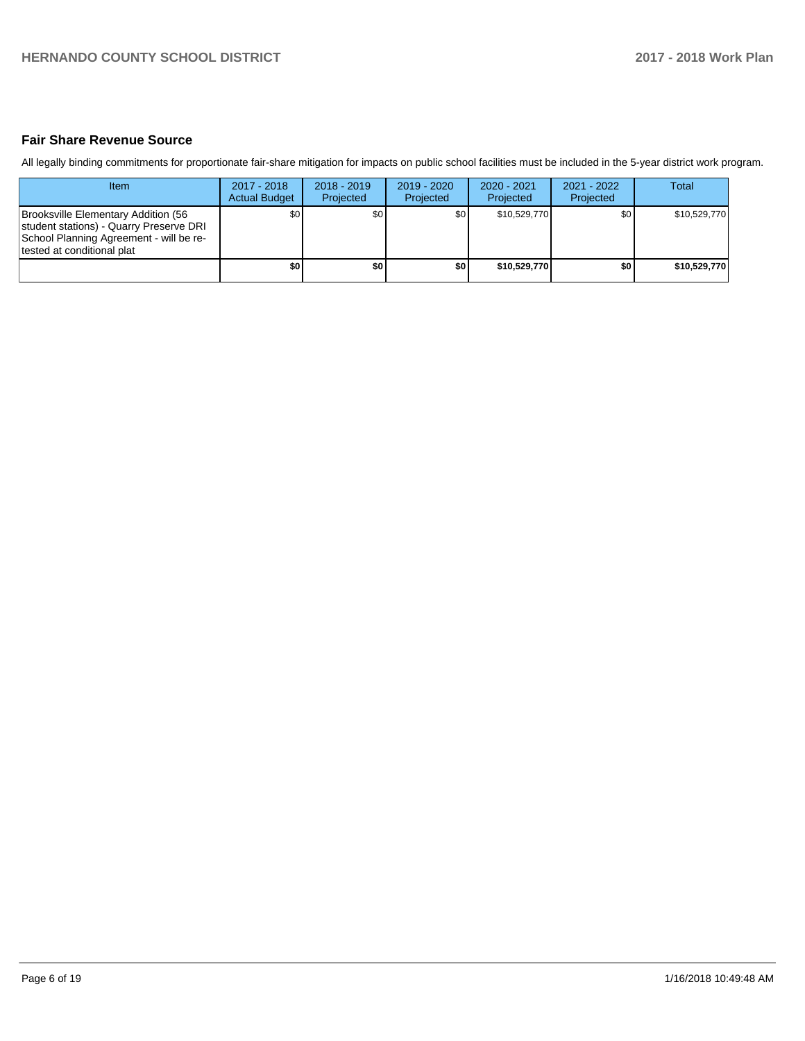## Fair Share Revenue Source

All legally binding commitments for proportionate fair-share mitigation for impacts on public school facilities must be included in the 5-year district work program.

| Item | 2017 - 2018 Actual Budget | 2018 - 2019 Projected | 2019 - 2020 Projected | 2020 - 2021 Projected | 2021 - 2022 Projected | Total |
|---|---|---|---|---|---|---|
| Brooksville Elementary Addition (56 student stations) - Quarry Preserve DRI School Planning Agreement - will be re-tested at conditional plat | $0 | $0 | $0 | $10,529,770 | $0 | $10,529,770 |
| | **$0** | **$0** | **$0** | **$10,529,770** | **$0** | **$10,529,770** |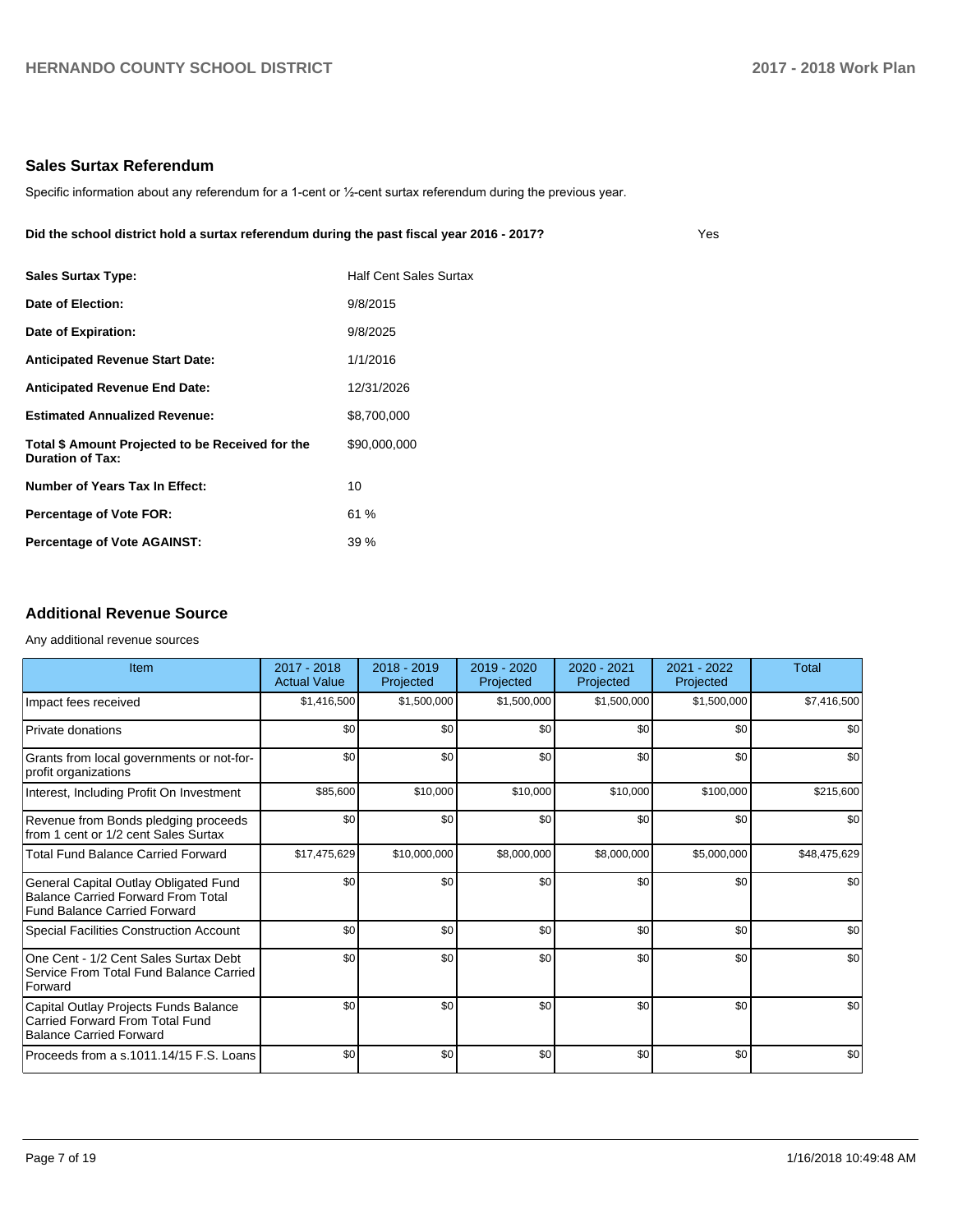## Sales Surtax Referendum

Specific information about any referendum for a 1-cent or ½-cent surtax referendum during the previous year.

**Did the school district hold a surtax referendum during the past fiscal year 2016 - 2017?** Yes

| | |
|---|---|
| **Sales Surtax Type:** | Half Cent Sales Surtax |
| **Date of Election:** | 9/8/2015 |
| **Date of Expiration:** | 9/8/2025 |
| **Anticipated Revenue Start Date:** | 1/1/2016 |
| **Anticipated Revenue End Date:** | 12/31/2026 |
| **Estimated Annualized Revenue:** | $8,700,000 |
| **Total $ Amount Projected to be Received for the Duration of Tax:** | $90,000,000 |
| **Number of Years Tax In Effect:** | 10 |
| **Percentage of Vote FOR:** | 61 % |
| **Percentage of Vote AGAINST:** | 39 % |

## Additional Revenue Source

Any additional revenue sources

| Item | 2017 - 2018 Actual Value | 2018 - 2019 Projected | 2019 - 2020 Projected | 2020 - 2021 Projected | 2021 - 2022 Projected | Total |
|---|---|---|---|---|---|---|
| Impact fees received | $1,416,500 | $1,500,000 | $1,500,000 | $1,500,000 | $1,500,000 | $7,416,500 |
| Private donations | $0 | $0 | $0 | $0 | $0 | $0 |
| Grants from local governments or not-for-profit organizations | $0 | $0 | $0 | $0 | $0 | $0 |
| Interest, Including Profit On Investment | $85,600 | $10,000 | $10,000 | $10,000 | $100,000 | $215,600 |
| Revenue from Bonds pledging proceeds from 1 cent or 1/2 cent Sales Surtax | $0 | $0 | $0 | $0 | $0 | $0 |
| Total Fund Balance Carried Forward | $17,475,629 | $10,000,000 | $8,000,000 | $8,000,000 | $5,000,000 | $48,475,629 |
| General Capital Outlay Obligated Fund Balance Carried Forward From Total Fund Balance Carried Forward | $0 | $0 | $0 | $0 | $0 | $0 |
| Special Facilities Construction Account | $0 | $0 | $0 | $0 | $0 | $0 |
| One Cent - 1/2 Cent Sales Surtax Debt Service From Total Fund Balance Carried Forward | $0 | $0 | $0 | $0 | $0 | $0 |
| Capital Outlay Projects Funds Balance Carried Forward From Total Fund Balance Carried Forward | $0 | $0 | $0 | $0 | $0 | $0 |
| Proceeds from a s.1011.14/15 F.S. Loans | $0 | $0 | $0 | $0 | $0 | $0 |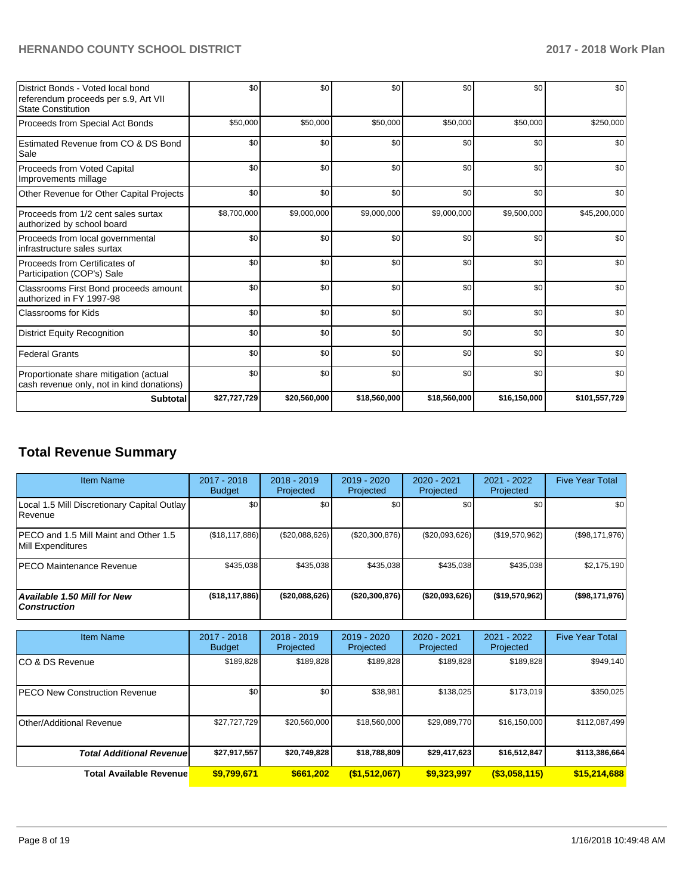| | | | | | | |
|---|---|---|---|---|---|---|
| District Bonds - Voted local bond referendum proceeds per s.9, Art VII State Constitution | $0 | $0 | $0 | $0 | $0 | $0 |
| Proceeds from Special Act Bonds | $50,000 | $50,000 | $50,000 | $50,000 | $50,000 | $250,000 |
| Estimated Revenue from CO & DS Bond Sale | $0 | $0 | $0 | $0 | $0 | $0 |
| Proceeds from Voted Capital Improvements millage | $0 | $0 | $0 | $0 | $0 | $0 |
| Other Revenue for Other Capital Projects | $0 | $0 | $0 | $0 | $0 | $0 |
| Proceeds from 1/2 cent sales surtax authorized by school board | $8,700,000 | $9,000,000 | $9,000,000 | $9,000,000 | $9,500,000 | $45,200,000 |
| Proceeds from local governmental infrastructure sales surtax | $0 | $0 | $0 | $0 | $0 | $0 |
| Proceeds from Certificates of Participation (COP's) Sale | $0 | $0 | $0 | $0 | $0 | $0 |
| Classrooms First Bond proceeds amount authorized in FY 1997-98 | $0 | $0 | $0 | $0 | $0 | $0 |
| Classrooms for Kids | $0 | $0 | $0 | $0 | $0 | $0 |
| District Equity Recognition | $0 | $0 | $0 | $0 | $0 | $0 |
| Federal Grants | $0 | $0 | $0 | $0 | $0 | $0 |
| Proportionate share mitigation (actual cash revenue only, not in kind donations) | $0 | $0 | $0 | $0 | $0 | $0 |
| **Subtotal** | **$27,727,729** | **$20,560,000** | **$18,560,000** | **$18,560,000** | **$16,150,000** | **$101,557,729** |

## Total Revenue Summary

| Item Name | 2017 - 2018 Budget | 2018 - 2019 Projected | 2019 - 2020 Projected | 2020 - 2021 Projected | 2021 - 2022 Projected | Five Year Total |
|---|---|---|---|---|---|---|
| Local 1.5 Mill Discretionary Capital Outlay Revenue | $0 | $0 | $0 | $0 | $0 | $0 |
| PECO and 1.5 Mill Maint and Other 1.5 Mill Expenditures | ($18,117,886) | ($20,088,626) | ($20,300,876) | ($20,093,626) | ($19,570,962) | ($98,171,976) |
| PECO Maintenance Revenue | $435,038 | $435,038 | $435,038 | $435,038 | $435,038 | $2,175,190 |
| ***Available 1.50 Mill for New Construction*** | **($18,117,886)** | **($20,088,626)** | **($20,300,876)** | **($20,093,626)** | **($19,570,962)** | **($98,171,976)** |

| Item Name | 2017 - 2018 Budget | 2018 - 2019 Projected | 2019 - 2020 Projected | 2020 - 2021 Projected | 2021 - 2022 Projected | Five Year Total |
|---|---|---|---|---|---|---|
| CO & DS Revenue | $189,828 | $189,828 | $189,828 | $189,828 | $189,828 | $949,140 |
| PECO New Construction Revenue | $0 | $0 | $38,981 | $138,025 | $173,019 | $350,025 |
| Other/Additional Revenue | $27,727,729 | $20,560,000 | $18,560,000 | $29,089,770 | $16,150,000 | $112,087,499 |
| ***Total Additional Revenue*** | **$27,917,557** | **$20,749,828** | **$18,788,809** | **$29,417,623** | **$16,512,847** | **$113,386,664** |
| **Total Available Revenue** | **$9,799,671** | **$661,202** | **($1,512,067)** | **$9,323,997** | **($3,058,115)** | **$15,214,688** |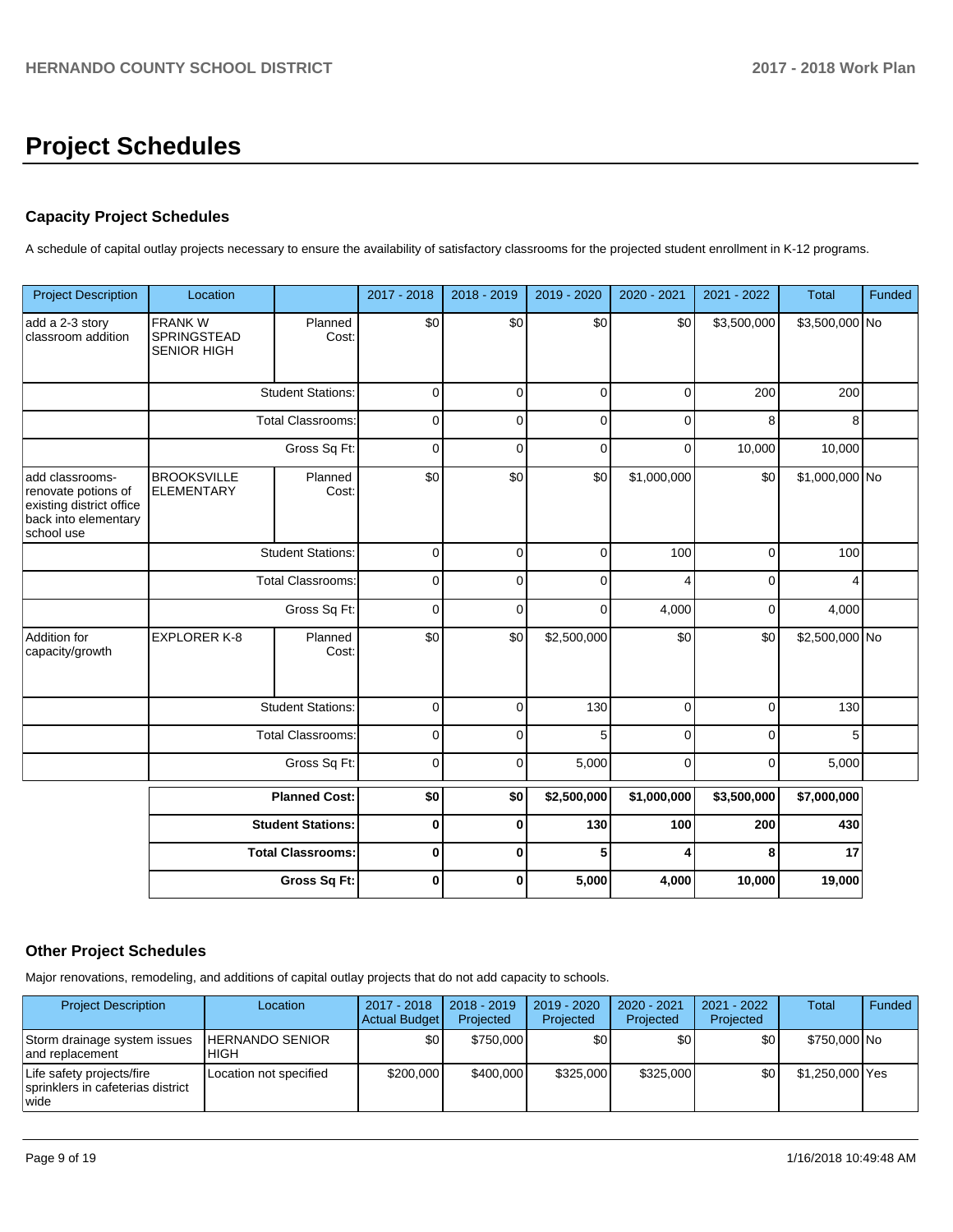# Project Schedules

### Capacity Project Schedules

A schedule of capital outlay projects necessary to ensure the availability of satisfactory classrooms for the projected student enrollment in K-12 programs.

| Project Description | Location | | 2017 - 2018 | 2018 - 2019 | 2019 - 2020 | 2020 - 2021 | 2021 - 2022 | Total | Funded |
|---|---|---|---|---|---|---|---|---|---|
| add a 2-3 story classroom addition | FRANK W SPRINGSTEAD SENIOR HIGH | Planned Cost: | $0 | $0 | $0 | $0 | $3,500,000 | $3,500,000 | No |
| | | Student Stations: | 0 | 0 | 0 | 0 | 200 | 200 | |
| | | Total Classrooms: | 0 | 0 | 0 | 0 | 8 | 8 | |
| | | Gross Sq Ft: | 0 | 0 | 0 | 0 | 10,000 | 10,000 | |
| add classrooms- renovate potions of existing district office back into elementary school use | BROOKSVILLE ELEMENTARY | Planned Cost: | $0 | $0 | $0 | $1,000,000 | $0 | $1,000,000 | No |
| | | Student Stations: | 0 | 0 | 0 | 100 | 0 | 100 | |
| | | Total Classrooms: | 0 | 0 | 0 | 4 | 0 | 4 | |
| | | Gross Sq Ft: | 0 | 0 | 0 | 4,000 | 0 | 4,000 | |
| Addition for capacity/growth | EXPLORER K-8 | Planned Cost: | $0 | $0 | $2,500,000 | $0 | $0 | $2,500,000 | No |
| | | Student Stations: | 0 | 0 | 130 | 0 | 0 | 130 | |
| | | Total Classrooms: | 0 | 0 | 5 | 0 | 0 | 5 | |
| | | Gross Sq Ft: | 0 | 0 | 5,000 | 0 | 0 | 5,000 | |
| | | **Planned Cost:** | **$0** | **$0** | **$2,500,000** | **$1,000,000** | **$3,500,000** | **$7,000,000** | |
| | | **Student Stations:** | **0** | **0** | **130** | **100** | **200** | **430** | |
| | | **Total Classrooms:** | **0** | **0** | **5** | **4** | **8** | **17** | |
| | | **Gross Sq Ft:** | **0** | **0** | **5,000** | **4,000** | **10,000** | **19,000** | |

### Other Project Schedules

Major renovations, remodeling, and additions of capital outlay projects that do not add capacity to schools.

| Project Description | Location | 2017 - 2018 Actual Budget | 2018 - 2019 Projected | 2019 - 2020 Projected | 2020 - 2021 Projected | 2021 - 2022 Projected | Total | Funded |
|---|---|---|---|---|---|---|---|---|
| Storm drainage system issues and replacement | HERNANDO SENIOR HIGH | $0 | $750,000 | $0 | $0 | $0 | $750,000 | No |
| Life safety projects/fire sprinklers in cafeterias district wide | Location not specified | $200,000 | $400,000 | $325,000 | $325,000 | $0 | $1,250,000 | Yes |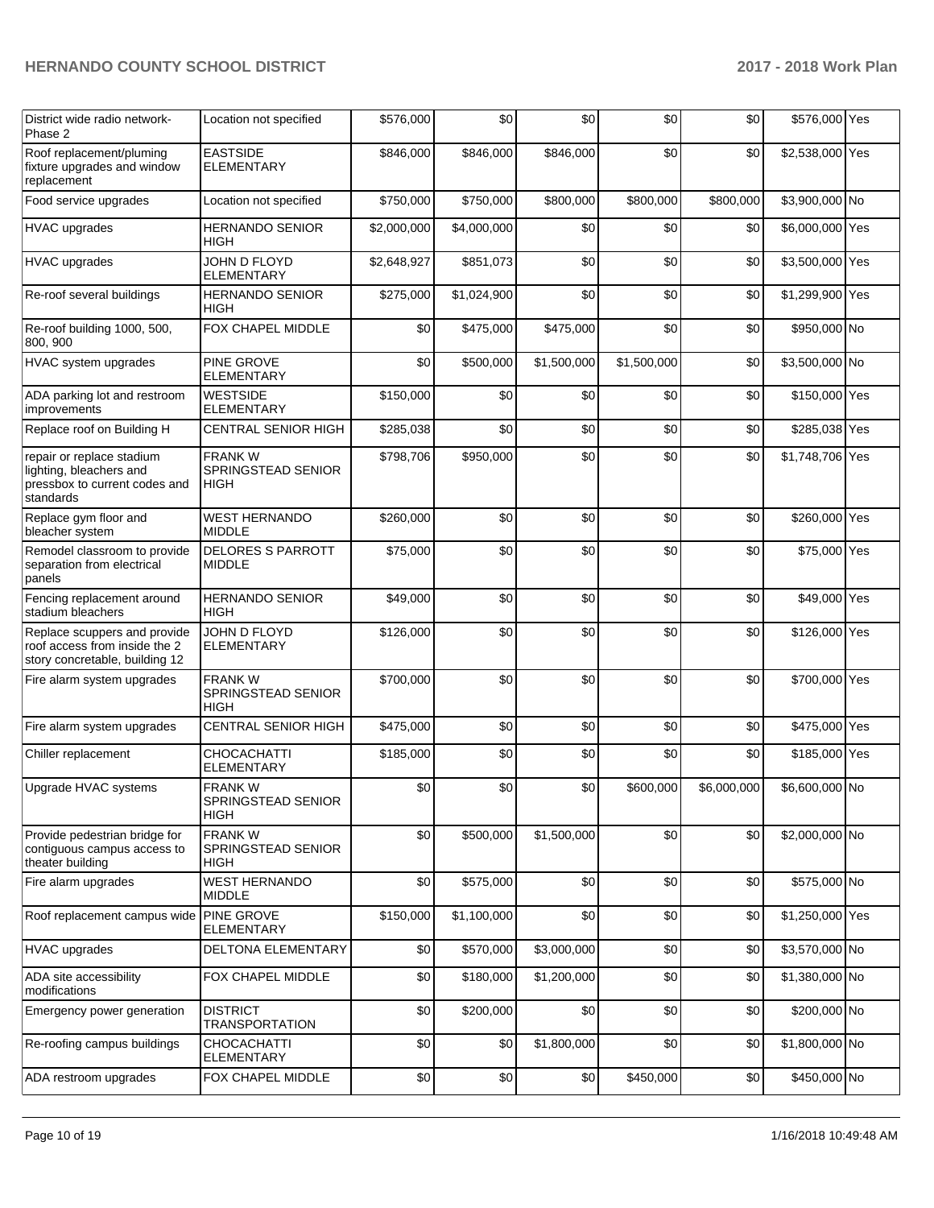| District wide radio network-Phase 2 | Location not specified | $576,000 | $0 | $0 | $0 | $0 | $576,000 | Yes |
|---|---|---|---|---|---|---|---|---|
| Roof replacement/pluming fixture upgrades and window replacement | EASTSIDE ELEMENTARY | $846,000 | $846,000 | $846,000 | $0 | $0 | $2,538,000 | Yes |
| Food service upgrades | Location not specified | $750,000 | $750,000 | $800,000 | $800,000 | $800,000 | $3,900,000 | No |
| HVAC upgrades | HERNANDO SENIOR HIGH | $2,000,000 | $4,000,000 | $0 | $0 | $0 | $6,000,000 | Yes |
| HVAC upgrades | JOHN D FLOYD ELEMENTARY | $2,648,927 | $851,073 | $0 | $0 | $0 | $3,500,000 | Yes |
| Re-roof several buildings | HERNANDO SENIOR HIGH | $275,000 | $1,024,900 | $0 | $0 | $0 | $1,299,900 | Yes |
| Re-roof building 1000, 500, 800, 900 | FOX CHAPEL MIDDLE | $0 | $475,000 | $475,000 | $0 | $0 | $950,000 | No |
| HVAC system upgrades | PINE GROVE ELEMENTARY | $0 | $500,000 | $1,500,000 | $1,500,000 | $0 | $3,500,000 | No |
| ADA parking lot and restroom improvements | WESTSIDE ELEMENTARY | $150,000 | $0 | $0 | $0 | $0 | $150,000 | Yes |
| Replace roof on Building H | CENTRAL SENIOR HIGH | $285,038 | $0 | $0 | $0 | $0 | $285,038 | Yes |
| repair or replace stadium lighting, bleachers and pressbox to current codes and standards | FRANK W SPRINGSTEAD SENIOR HIGH | $798,706 | $950,000 | $0 | $0 | $0 | $1,748,706 | Yes |
| Replace gym floor and bleacher system | WEST HERNANDO MIDDLE | $260,000 | $0 | $0 | $0 | $0 | $260,000 | Yes |
| Remodel classroom to provide separation from electrical panels | DELORES S PARROTT MIDDLE | $75,000 | $0 | $0 | $0 | $0 | $75,000 | Yes |
| Fencing replacement around stadium bleachers | HERNANDO SENIOR HIGH | $49,000 | $0 | $0 | $0 | $0 | $49,000 | Yes |
| Replace scuppers and provide roof access from inside the 2 story concretable, building 12 | JOHN D FLOYD ELEMENTARY | $126,000 | $0 | $0 | $0 | $0 | $126,000 | Yes |
| Fire alarm system upgrades | FRANK W SPRINGSTEAD SENIOR HIGH | $700,000 | $0 | $0 | $0 | $0 | $700,000 | Yes |
| Fire alarm system upgrades | CENTRAL SENIOR HIGH | $475,000 | $0 | $0 | $0 | $0 | $475,000 | Yes |
| Chiller replacement | CHOCACHATTI ELEMENTARY | $185,000 | $0 | $0 | $0 | $0 | $185,000 | Yes |
| Upgrade HVAC systems | FRANK W SPRINGSTEAD SENIOR HIGH | $0 | $0 | $0 | $600,000 | $6,000,000 | $6,600,000 | No |
| Provide pedestrian bridge for contiguous campus access to theater building | FRANK W SPRINGSTEAD SENIOR HIGH | $0 | $500,000 | $1,500,000 | $0 | $0 | $2,000,000 | No |
| Fire alarm upgrades | WEST HERNANDO MIDDLE | $0 | $575,000 | $0 | $0 | $0 | $575,000 | No |
| Roof replacement campus wide | PINE GROVE ELEMENTARY | $150,000 | $1,100,000 | $0 | $0 | $0 | $1,250,000 | Yes |
| HVAC upgrades | DELTONA ELEMENTARY | $0 | $570,000 | $3,000,000 | $0 | $0 | $3,570,000 | No |
| ADA site accessibility modifications | FOX CHAPEL MIDDLE | $0 | $180,000 | $1,200,000 | $0 | $0 | $1,380,000 | No |
| Emergency power generation | DISTRICT TRANSPORTATION | $0 | $200,000 | $0 | $0 | $0 | $200,000 | No |
| Re-roofing campus buildings | CHOCACHATTI ELEMENTARY | $0 | $0 | $1,800,000 | $0 | $0 | $1,800,000 | No |
| ADA restroom upgrades | FOX CHAPEL MIDDLE | $0 | $0 | $0 | $450,000 | $0 | $450,000 | No |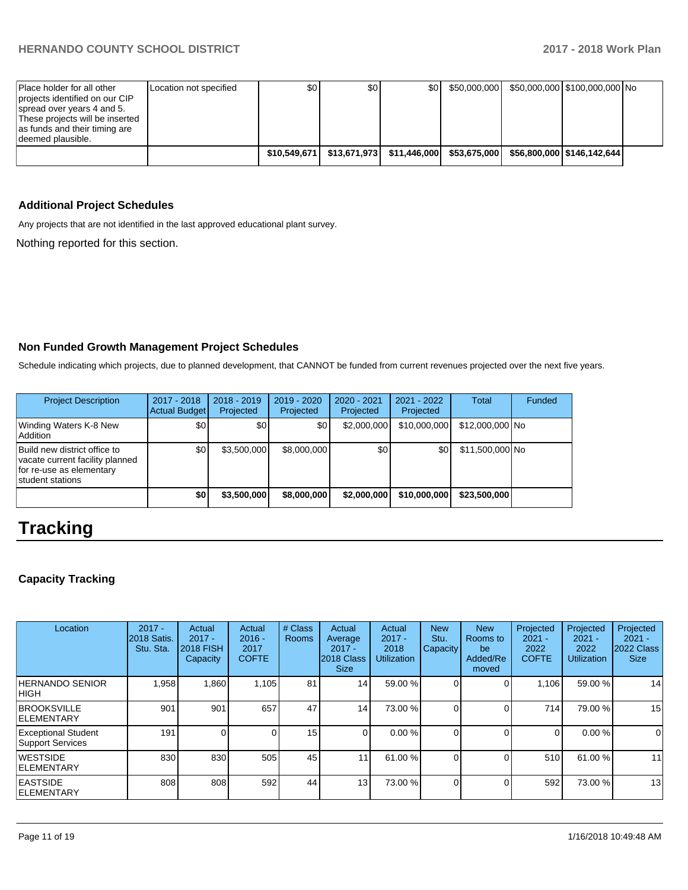| | | | | | | | | |
|---|---|---|---|---|---|---|---|---|
| Place holder for all other projects identified on our CIP spread over years 4 and 5. These projects will be inserted as funds and their timing are deemed plausible. | Location not specified | $0 | $0 | $0 | $50,000,000 | $50,000,000 | $100,000,000 | No |
| | | $10,549,671 | $13,671,973 | $11,446,000 | $53,675,000 | $56,800,000 | $146,142,644 | |

### Additional Project Schedules

Any projects that are not identified in the last approved educational plant survey.

Nothing reported for this section.

### Non Funded Growth Management Project Schedules

Schedule indicating which projects, due to planned development, that CANNOT be funded from current revenues projected over the next five years.

| Project Description | 2017 - 2018 Actual Budget | 2018 - 2019 Projected | 2019 - 2020 Projected | 2020 - 2021 Projected | 2021 - 2022 Projected | Total | Funded |
|---|---|---|---|---|---|---|---|
| Winding Waters K-8 New Addition | $0 | $0 | $0 | $2,000,000 | $10,000,000 | $12,000,000 | No |
| Build new district office to vacate current facility planned for re-use as elementary student stations | $0 | $3,500,000 | $8,000,000 | $0 | $0 | $11,500,000 | No |
| | $0 | $3,500,000 | $8,000,000 | $2,000,000 | $10,000,000 | $23,500,000 | |

# Tracking

### Capacity Tracking

| Location | 2017 - 2018 Satis. Stu. Sta. | Actual 2017 - 2018 FISH Capacity | Actual 2016 - 2017 COFTE | # Class Rooms | Actual Average 2017 - 2018 Class Size | Actual 2017 - 2018 Utilization | New Stu. Capacity | New Rooms to be Added/Removed | Projected 2021 - 2022 COFTE | Projected 2021 - 2022 Utilization | Projected 2021 - 2022 Class Size |
|---|---|---|---|---|---|---|---|---|---|---|---|
| HERNANDO SENIOR HIGH | 1,958 | 1,860 | 1,105 | 81 | 14 | 59.00 % | 0 | 0 | 1,106 | 59.00 % | 14 |
| BROOKSVILLE ELEMENTARY | 901 | 901 | 657 | 47 | 14 | 73.00 % | 0 | 0 | 714 | 79.00 % | 15 |
| Exceptional Student Support Services | 191 | 0 | 0 | 15 | 0 | 0.00 % | 0 | 0 | 0 | 0.00 % | 0 |
| WESTSIDE ELEMENTARY | 830 | 830 | 505 | 45 | 11 | 61.00 % | 0 | 0 | 510 | 61.00 % | 11 |
| EASTSIDE ELEMENTARY | 808 | 808 | 592 | 44 | 13 | 73.00 % | 0 | 0 | 592 | 73.00 % | 13 |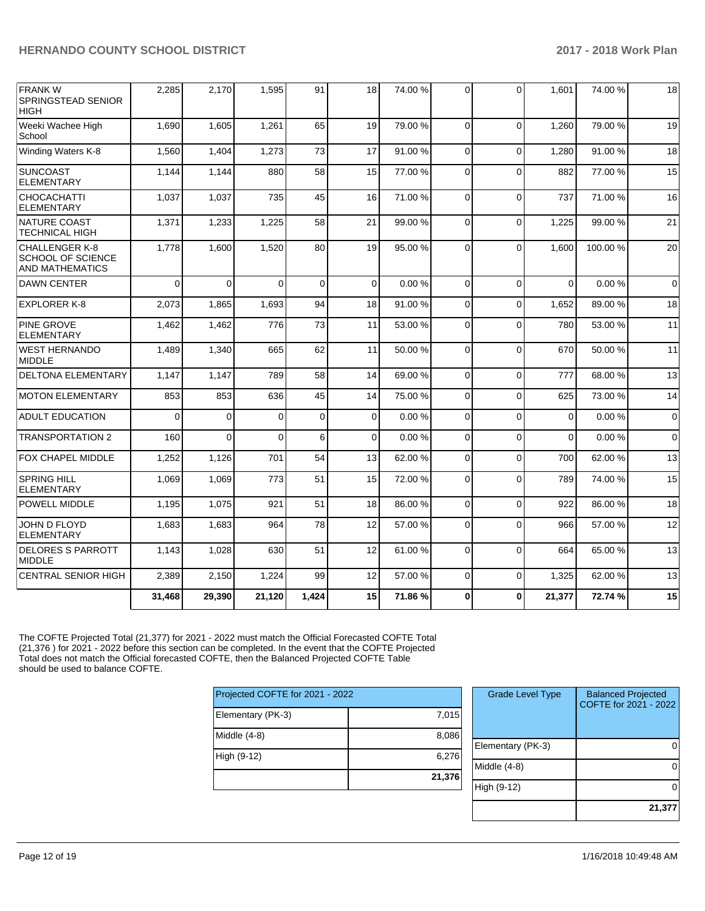| | | | | | | | | | | | |
|---|---|---|---|---|---|---|---|---|---|---|---|
| FRANK W SPRINGSTEAD SENIOR HIGH | 2,285 | 2,170 | 1,595 | 91 | 18 | 74.00 % | 0 | 0 | 1,601 | 74.00 % | 18 |
| Weeki Wachee High School | 1,690 | 1,605 | 1,261 | 65 | 19 | 79.00 % | 0 | 0 | 1,260 | 79.00 % | 19 |
| Winding Waters K-8 | 1,560 | 1,404 | 1,273 | 73 | 17 | 91.00 % | 0 | 0 | 1,280 | 91.00 % | 18 |
| SUNCOAST ELEMENTARY | 1,144 | 1,144 | 880 | 58 | 15 | 77.00 % | 0 | 0 | 882 | 77.00 % | 15 |
| CHOCACHATTI ELEMENTARY | 1,037 | 1,037 | 735 | 45 | 16 | 71.00 % | 0 | 0 | 737 | 71.00 % | 16 |
| NATURE COAST TECHNICAL HIGH | 1,371 | 1,233 | 1,225 | 58 | 21 | 99.00 % | 0 | 0 | 1,225 | 99.00 % | 21 |
| CHALLENGER K-8 SCHOOL OF SCIENCE AND MATHEMATICS | 1,778 | 1,600 | 1,520 | 80 | 19 | 95.00 % | 0 | 0 | 1,600 | 100.00 % | 20 |
| DAWN CENTER | 0 | 0 | 0 | 0 | 0 | 0.00 % | 0 | 0 | 0 | 0.00 % | 0 |
| EXPLORER K-8 | 2,073 | 1,865 | 1,693 | 94 | 18 | 91.00 % | 0 | 0 | 1,652 | 89.00 % | 18 |
| PINE GROVE ELEMENTARY | 1,462 | 1,462 | 776 | 73 | 11 | 53.00 % | 0 | 0 | 780 | 53.00 % | 11 |
| WEST HERNANDO MIDDLE | 1,489 | 1,340 | 665 | 62 | 11 | 50.00 % | 0 | 0 | 670 | 50.00 % | 11 |
| DELTONA ELEMENTARY | 1,147 | 1,147 | 789 | 58 | 14 | 69.00 % | 0 | 0 | 777 | 68.00 % | 13 |
| MOTON ELEMENTARY | 853 | 853 | 636 | 45 | 14 | 75.00 % | 0 | 0 | 625 | 73.00 % | 14 |
| ADULT EDUCATION | 0 | 0 | 0 | 0 | 0 | 0.00 % | 0 | 0 | 0 | 0.00 % | 0 |
| TRANSPORTATION 2 | 160 | 0 | 0 | 6 | 0 | 0.00 % | 0 | 0 | 0 | 0.00 % | 0 |
| FOX CHAPEL MIDDLE | 1,252 | 1,126 | 701 | 54 | 13 | 62.00 % | 0 | 0 | 700 | 62.00 % | 13 |
| SPRING HILL ELEMENTARY | 1,069 | 1,069 | 773 | 51 | 15 | 72.00 % | 0 | 0 | 789 | 74.00 % | 15 |
| POWELL MIDDLE | 1,195 | 1,075 | 921 | 51 | 18 | 86.00 % | 0 | 0 | 922 | 86.00 % | 18 |
| JOHN D FLOYD ELEMENTARY | 1,683 | 1,683 | 964 | 78 | 12 | 57.00 % | 0 | 0 | 966 | 57.00 % | 12 |
| DELORES S PARROTT MIDDLE | 1,143 | 1,028 | 630 | 51 | 12 | 61.00 % | 0 | 0 | 664 | 65.00 % | 13 |
| CENTRAL SENIOR HIGH | 2,389 | 2,150 | 1,224 | 99 | 12 | 57.00 % | 0 | 0 | 1,325 | 62.00 % | 13 |
| | **31,468** | **29,390** | **21,120** | **1,424** | **15** | **71.86 %** | **0** | **0** | **21,377** | **72.74 %** | **15** |

The COFTE Projected Total (21,377) for 2021 - 2022 must match the Official Forecasted COFTE Total (21,376 ) for 2021 - 2022 before this section can be completed. In the event that the COFTE Projected Total does not match the Official forecasted COFTE, then the Balanced Projected COFTE Table should be used to balance COFTE.

| Projected COFTE for 2021 - 2022 | |
|---|---|
| Elementary (PK-3) | 7,015 |
| Middle (4-8) | 8,086 |
| High (9-12) | 6,276 |
| | **21,376** |

| Grade Level Type | Balanced Projected COFTE for 2021 - 2022 |
|---|---|
| Elementary (PK-3) | 0 |
| Middle (4-8) | 0 |
| High (9-12) | 0 |
| | **21,377** |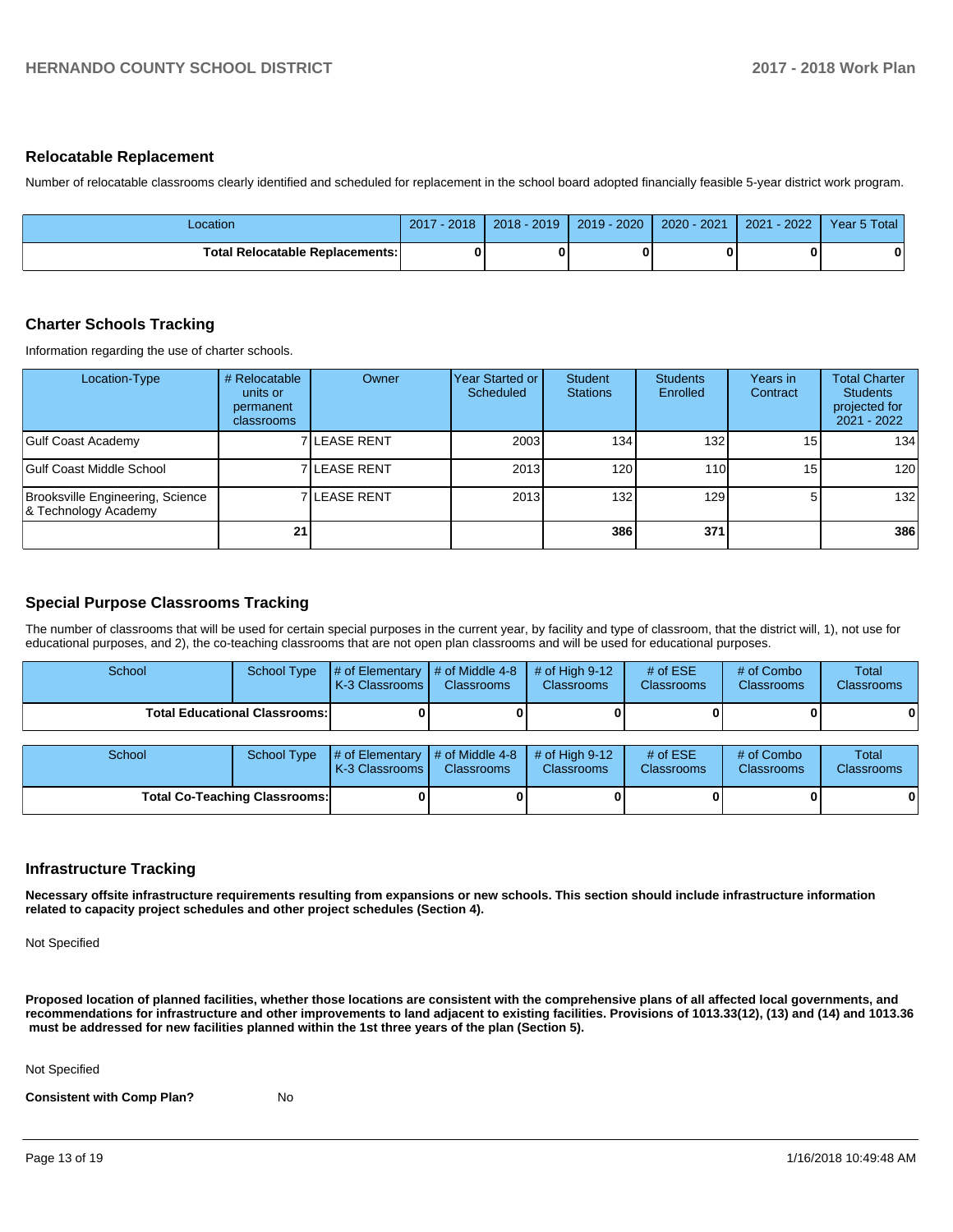## Relocatable Replacement

Number of relocatable classrooms clearly identified and scheduled for replacement in the school board adopted financially feasible 5-year district work program.

| Location | 2017 - 2018 | 2018 - 2019 | 2019 - 2020 | 2020 - 2021 | 2021 - 2022 | Year 5 Total |
|---|---|---|---|---|---|---|
| **Total Relocatable Replacements:** | **0** | **0** | **0** | **0** | **0** | **0** |

## Charter Schools Tracking

Information regarding the use of charter schools.

| Location-Type | # Relocatable units or permanent classrooms | Owner | Year Started or Scheduled | Student Stations | Students Enrolled | Years in Contract | Total Charter Students projected for 2021 - 2022 |
|---|---|---|---|---|---|---|---|
| Gulf Coast Academy | 7 | LEASE RENT | 2003 | 134 | 132 | 15 | 134 |
| Gulf Coast Middle School | 7 | LEASE RENT | 2013 | 120 | 110 | 15 | 120 |
| Brooksville Engineering, Science & Technology Academy | 7 | LEASE RENT | 2013 | 132 | 129 | 5 | 132 |
| | **21** | | | **386** | **371** | | **386** |

## Special Purpose Classrooms Tracking

The number of classrooms that will be used for certain special purposes in the current year, by facility and type of classroom, that the district will, 1), not use for educational purposes, and 2), the co-teaching classrooms that are not open plan classrooms and will be used for educational purposes.

| School | School Type | # of Elementary K-3 Classrooms | # of Middle 4-8 Classrooms | # of High 9-12 Classrooms | # of ESE Classrooms | # of Combo Classrooms | Total Classrooms |
|---|---|---|---|---|---|---|---|
| **Total Educational Classrooms:** | | **0** | **0** | **0** | **0** | **0** | **0** |

| School | School Type | # of Elementary K-3 Classrooms | # of Middle 4-8 Classrooms | # of High 9-12 Classrooms | # of ESE Classrooms | # of Combo Classrooms | Total Classrooms |
|---|---|---|---|---|---|---|---|
| **Total Co-Teaching Classrooms:** | | **0** | **0** | **0** | **0** | **0** | **0** |

## Infrastructure Tracking

**Necessary offsite infrastructure requirements resulting from expansions or new schools. This section should include infrastructure information related to capacity project schedules and other project schedules (Section 4).**

Not Specified

**Proposed location of planned facilities, whether those locations are consistent with the comprehensive plans of all affected local governments, and recommendations for infrastructure and other improvements to land adjacent to existing facilities. Provisions of 1013.33(12), (13) and (14) and 1013.36 must be addressed for new facilities planned within the 1st three years of the plan (Section 5).**

Not Specified

**Consistent with Comp Plan?** No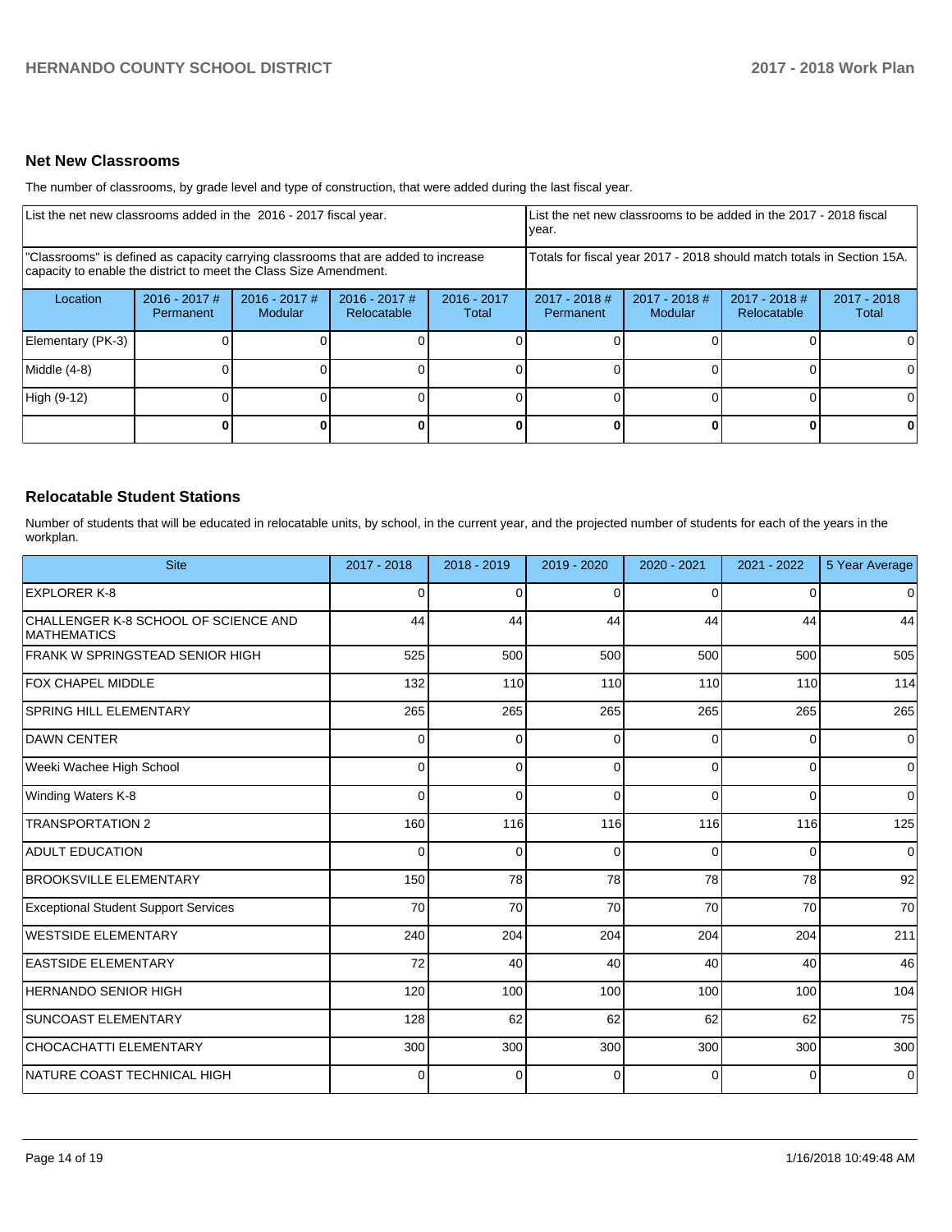## Net New Classrooms

The number of classrooms, by grade level and type of construction, that were added during the last fiscal year.

| List the net new classrooms added in the 2016 - 2017 fiscal year. | | | | | List the net new classrooms to be added in the 2017 - 2018 fiscal year. | | | |
|---|---|---|---|---|---|---|---|---|
| "Classrooms" is defined as capacity carrying classrooms that are added to increase capacity to enable the district to meet the Class Size Amendment. | | | | | Totals for fiscal year 2017 - 2018 should match totals in Section 15A. | | | |
| Location | 2016 - 2017 # Permanent | 2016 - 2017 # Modular | 2016 - 2017 # Relocatable | 2016 - 2017 Total | 2017 - 2018 # Permanent | 2017 - 2018 # Modular | 2017 - 2018 # Relocatable | 2017 - 2018 Total |
| Elementary (PK-3) | 0 | 0 | 0 | 0 | 0 | 0 | 0 | 0 |
| Middle (4-8) | 0 | 0 | 0 | 0 | 0 | 0 | 0 | 0 |
| High (9-12) | 0 | 0 | 0 | 0 | 0 | 0 | 0 | 0 |
| | **0** | **0** | **0** | **0** | **0** | **0** | **0** | **0** |

## Relocatable Student Stations

Number of students that will be educated in relocatable units, by school, in the current year, and the projected number of students for each of the years in the workplan.

| Site | 2017 - 2018 | 2018 - 2019 | 2019 - 2020 | 2020 - 2021 | 2021 - 2022 | 5 Year Average |
|---|---|---|---|---|---|---|
| EXPLORER K-8 | 0 | 0 | 0 | 0 | 0 | 0 |
| CHALLENGER K-8 SCHOOL OF SCIENCE AND MATHEMATICS | 44 | 44 | 44 | 44 | 44 | 44 |
| FRANK W SPRINGSTEAD SENIOR HIGH | 525 | 500 | 500 | 500 | 500 | 505 |
| FOX CHAPEL MIDDLE | 132 | 110 | 110 | 110 | 110 | 114 |
| SPRING HILL ELEMENTARY | 265 | 265 | 265 | 265 | 265 | 265 |
| DAWN CENTER | 0 | 0 | 0 | 0 | 0 | 0 |
| Weeki Wachee High School | 0 | 0 | 0 | 0 | 0 | 0 |
| Winding Waters K-8 | 0 | 0 | 0 | 0 | 0 | 0 |
| TRANSPORTATION 2 | 160 | 116 | 116 | 116 | 116 | 125 |
| ADULT EDUCATION | 0 | 0 | 0 | 0 | 0 | 0 |
| BROOKSVILLE ELEMENTARY | 150 | 78 | 78 | 78 | 78 | 92 |
| Exceptional Student Support Services | 70 | 70 | 70 | 70 | 70 | 70 |
| WESTSIDE ELEMENTARY | 240 | 204 | 204 | 204 | 204 | 211 |
| EASTSIDE ELEMENTARY | 72 | 40 | 40 | 40 | 40 | 46 |
| HERNANDO SENIOR HIGH | 120 | 100 | 100 | 100 | 100 | 104 |
| SUNCOAST ELEMENTARY | 128 | 62 | 62 | 62 | 62 | 75 |
| CHOCACHATTI ELEMENTARY | 300 | 300 | 300 | 300 | 300 | 300 |
| NATURE COAST TECHNICAL HIGH | 0 | 0 | 0 | 0 | 0 | 0 |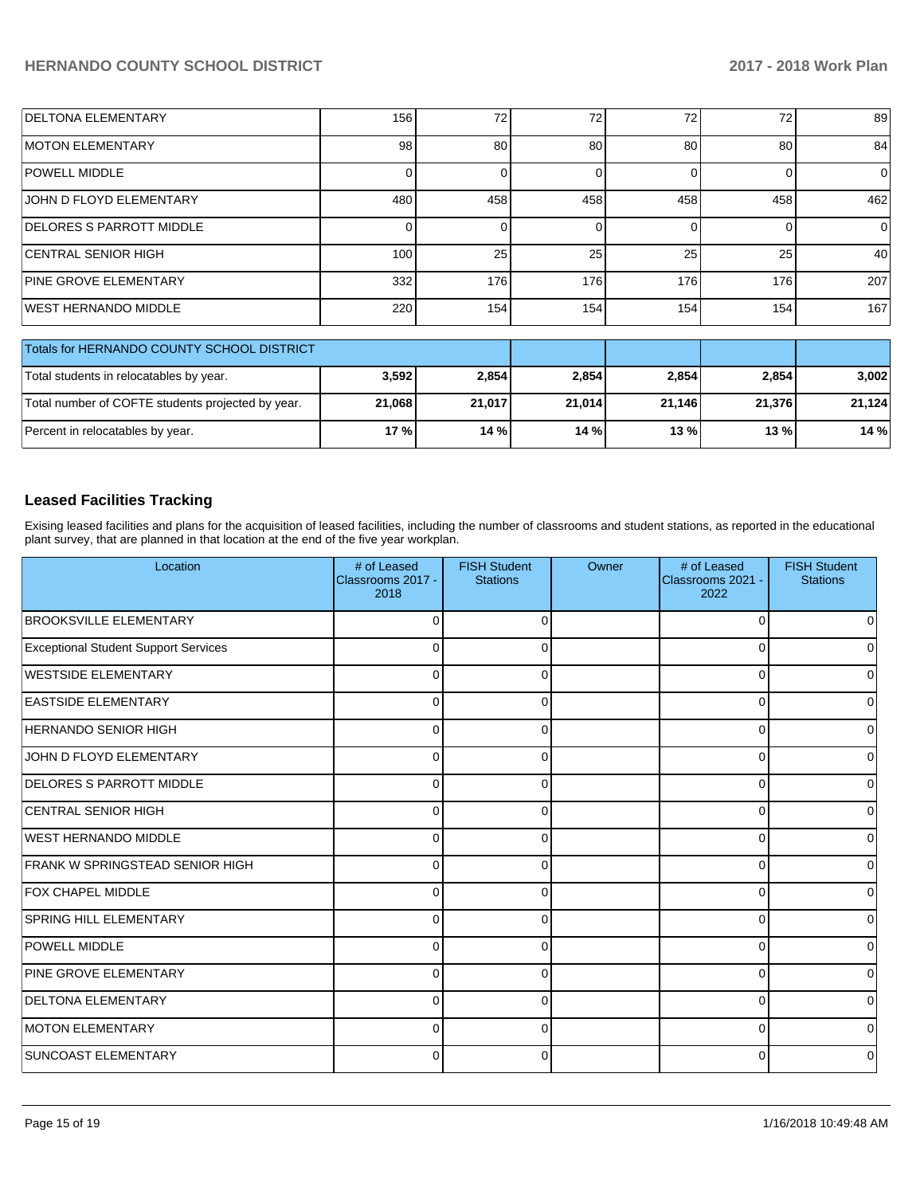| | | | | | | |
|---|---|---|---|---|---|---|
| DELTONA ELEMENTARY | 156 | 72 | 72 | 72 | 72 | 89 |
| MOTON ELEMENTARY | 98 | 80 | 80 | 80 | 80 | 84 |
| POWELL MIDDLE | 0 | 0 | 0 | 0 | 0 | 0 |
| JOHN D FLOYD ELEMENTARY | 480 | 458 | 458 | 458 | 458 | 462 |
| DELORES S PARROTT MIDDLE | 0 | 0 | 0 | 0 | 0 | 0 |
| CENTRAL SENIOR HIGH | 100 | 25 | 25 | 25 | 25 | 40 |
| PINE GROVE ELEMENTARY | 332 | 176 | 176 | 176 | 176 | 207 |
| WEST HERNANDO MIDDLE | 220 | 154 | 154 | 154 | 154 | 167 |

| Totals for HERNANDO COUNTY SCHOOL DISTRICT | | | | | | |
|---|---|---|---|---|---|---|
| Total students in relocatables by year. | **3,592** | **2,854** | **2,854** | **2,854** | **2,854** | **3,002** |
| Total number of COFTE students projected by year. | **21,068** | **21,017** | **21,014** | **21,146** | **21,376** | **21,124** |
| Percent in relocatables by year. | **17 %** | **14 %** | **14 %** | **13 %** | **13 %** | **14 %** |

## Leased Facilities Tracking

Exising leased facilities and plans for the acquisition of leased facilities, including the number of classrooms and student stations, as reported in the educational plant survey, that are planned in that location at the end of the five year workplan.

| Location | # of Leased Classrooms 2017 - 2018 | FISH Student Stations | Owner | # of Leased Classrooms 2021 - 2022 | FISH Student Stations |
|---|---|---|---|---|---|
| BROOKSVILLE ELEMENTARY | 0 | 0 | | 0 | 0 |
| Exceptional Student Support Services | 0 | 0 | | 0 | 0 |
| WESTSIDE ELEMENTARY | 0 | 0 | | 0 | 0 |
| EASTSIDE ELEMENTARY | 0 | 0 | | 0 | 0 |
| HERNANDO SENIOR HIGH | 0 | 0 | | 0 | 0 |
| JOHN D FLOYD ELEMENTARY | 0 | 0 | | 0 | 0 |
| DELORES S PARROTT MIDDLE | 0 | 0 | | 0 | 0 |
| CENTRAL SENIOR HIGH | 0 | 0 | | 0 | 0 |
| WEST HERNANDO MIDDLE | 0 | 0 | | 0 | 0 |
| FRANK W SPRINGSTEAD SENIOR HIGH | 0 | 0 | | 0 | 0 |
| FOX CHAPEL MIDDLE | 0 | 0 | | 0 | 0 |
| SPRING HILL ELEMENTARY | 0 | 0 | | 0 | 0 |
| POWELL MIDDLE | 0 | 0 | | 0 | 0 |
| PINE GROVE ELEMENTARY | 0 | 0 | | 0 | 0 |
| DELTONA ELEMENTARY | 0 | 0 | | 0 | 0 |
| MOTON ELEMENTARY | 0 | 0 | | 0 | 0 |
| SUNCOAST ELEMENTARY | 0 | 0 | | 0 | 0 |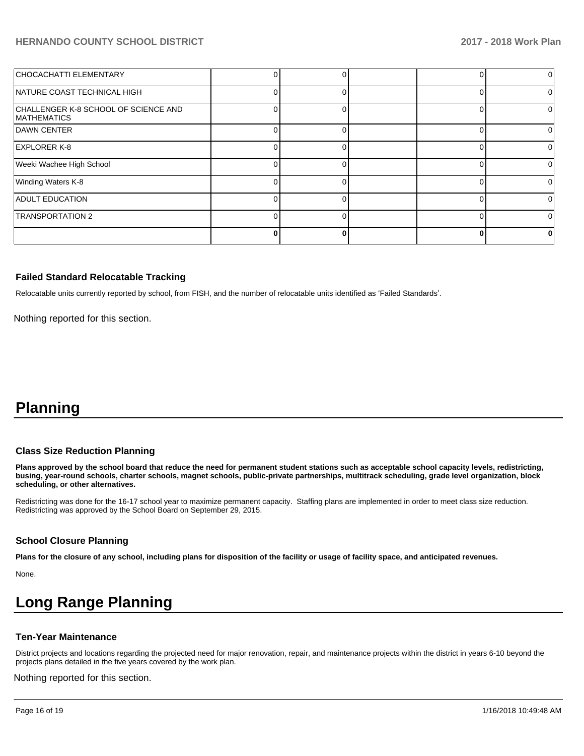| | | | | | |
|---|---|---|---|---|---|
| CHOCACHATTI ELEMENTARY | 0 | 0 | | 0 | 0 |
| NATURE COAST TECHNICAL HIGH | 0 | 0 | | 0 | 0 |
| CHALLENGER K-8 SCHOOL OF SCIENCE AND MATHEMATICS | 0 | 0 | | 0 | 0 |
| DAWN CENTER | 0 | 0 | | 0 | 0 |
| EXPLORER K-8 | 0 | 0 | | 0 | 0 |
| Weeki Wachee High School | 0 | 0 | | 0 | 0 |
| Winding Waters K-8 | 0 | 0 | | 0 | 0 |
| ADULT EDUCATION | 0 | 0 | | 0 | 0 |
| TRANSPORTATION 2 | 0 | 0 | | 0 | 0 |
| | **0** | **0** | | **0** | **0** |

### Failed Standard Relocatable Tracking

Relocatable units currently reported by school, from FISH, and the number of relocatable units identified as 'Failed Standards'.

Nothing reported for this section.

# Planning

### Class Size Reduction Planning

**Plans approved by the school board that reduce the need for permanent student stations such as acceptable school capacity levels, redistricting, busing, year-round schools, charter schools, magnet schools, public-private partnerships, multitrack scheduling, grade level organization, block scheduling, or other alternatives.**

Redistricting was done for the 16-17 school year to maximize permanent capacity. Staffing plans are implemented in order to meet class size reduction. Redistricting was approved by the School Board on September 29, 2015.

### School Closure Planning

**Plans for the closure of any school, including plans for disposition of the facility or usage of facility space, and anticipated revenues.**

None.

# Long Range Planning

### Ten-Year Maintenance

District projects and locations regarding the projected need for major renovation, repair, and maintenance projects within the district in years 6-10 beyond the projects plans detailed in the five years covered by the work plan.

Nothing reported for this section.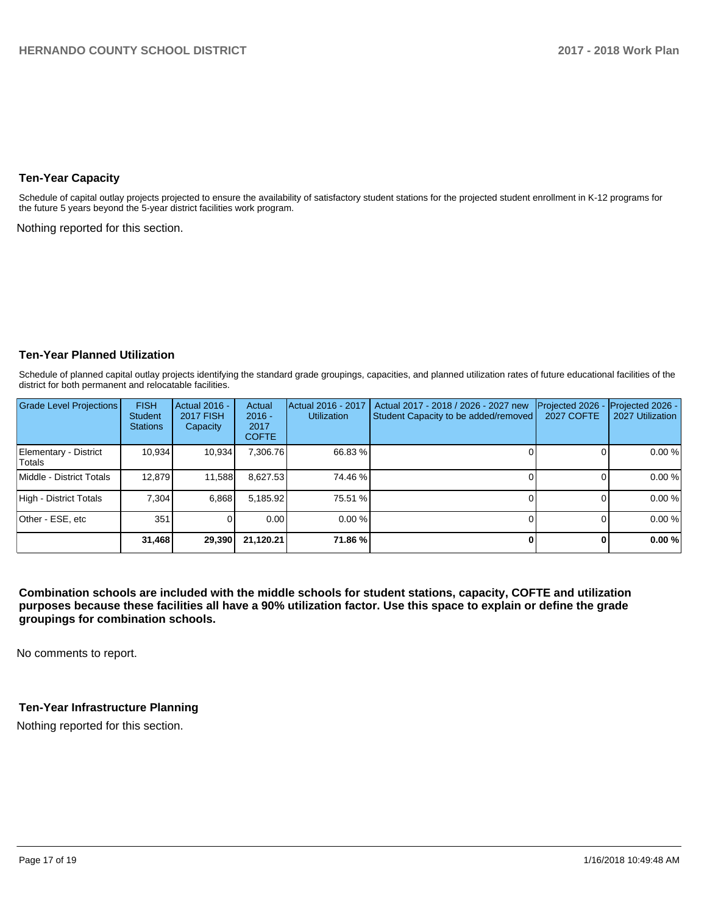## Ten-Year Capacity

Schedule of capital outlay projects projected to ensure the availability of satisfactory student stations for the projected student enrollment in K-12 programs for the future 5 years beyond the 5-year district facilities work program.

Nothing reported for this section.

## Ten-Year Planned Utilization

Schedule of planned capital outlay projects identifying the standard grade groupings, capacities, and planned utilization rates of future educational facilities of the district for both permanent and relocatable facilities.

| Grade Level Projections | FISH Student Stations | Actual 2016 - 2017 FISH Capacity | Actual 2016 - 2017 COFTE | Actual 2016 - 2017 Utilization | Actual 2017 - 2018 / 2026 - 2027 new Student Capacity to be added/removed | Projected 2026 - 2027 COFTE | Projected 2026 - 2027 Utilization |
|---|---|---|---|---|---|---|---|
| Elementary - District Totals | 10,934 | 10,934 | 7,306.76 | 66.83 % | 0 | 0 | 0.00 % |
| Middle - District Totals | 12,879 | 11,588 | 8,627.53 | 74.46 % | 0 | 0 | 0.00 % |
| High - District Totals | 7,304 | 6,868 | 5,185.92 | 75.51 % | 0 | 0 | 0.00 % |
| Other - ESE, etc | 351 | 0 | 0.00 | 0.00 % | 0 | 0 | 0.00 % |
| | **31,468** | **29,390** | **21,120.21** | **71.86 %** | **0** | **0** | **0.00 %** |

**Combination schools are included with the middle schools for student stations, capacity, COFTE and utilization purposes because these facilities all have a 90% utilization factor. Use this space to explain or define the grade groupings for combination schools.**

No comments to report.

## Ten-Year Infrastructure Planning

Nothing reported for this section.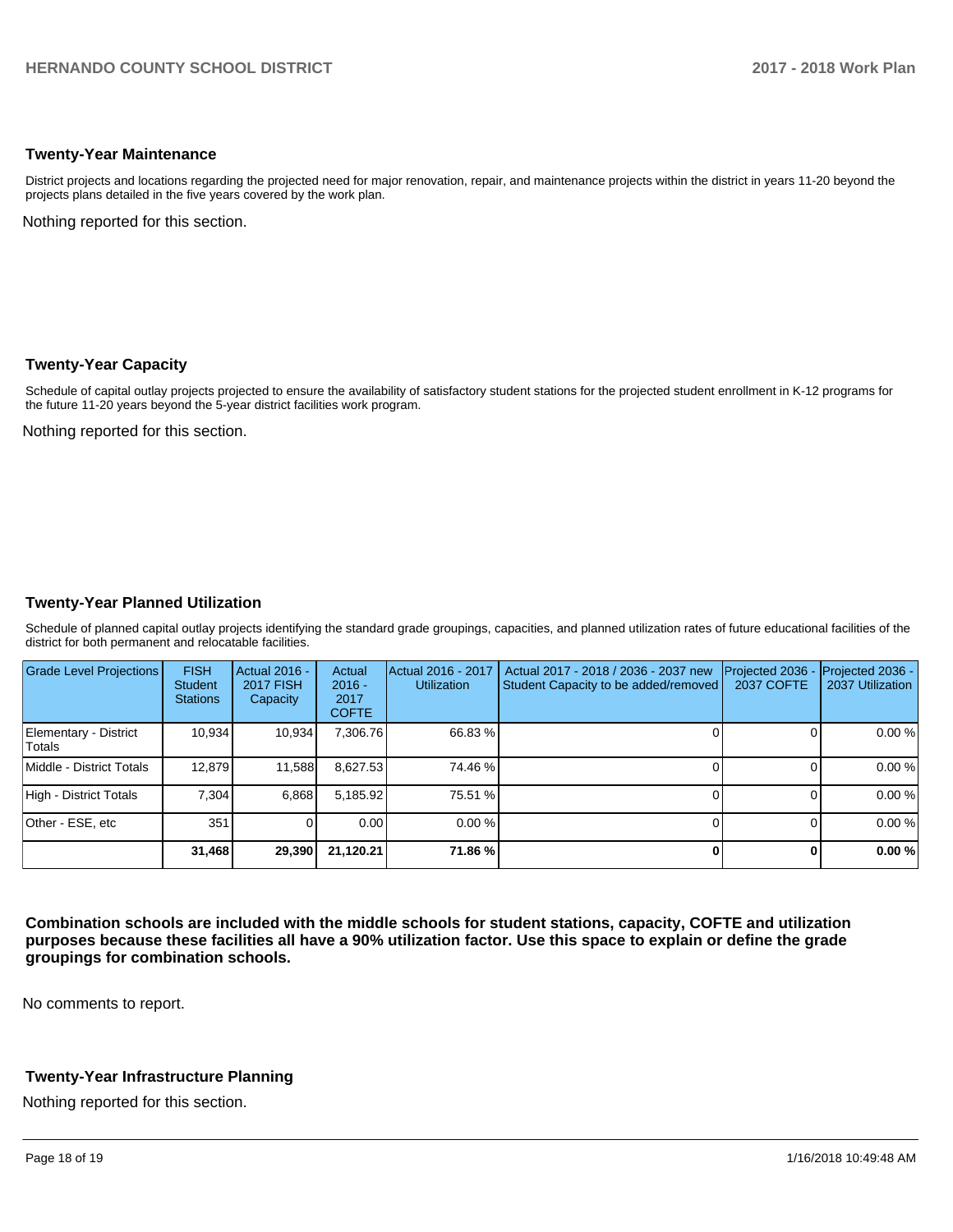### Twenty-Year Maintenance

District projects and locations regarding the projected need for major renovation, repair, and maintenance projects within the district in years 11-20 beyond the projects plans detailed in the five years covered by the work plan.

Nothing reported for this section.

### Twenty-Year Capacity

Schedule of capital outlay projects projected to ensure the availability of satisfactory student stations for the projected student enrollment in K-12 programs for the future 11-20 years beyond the 5-year district facilities work program.

Nothing reported for this section.

### Twenty-Year Planned Utilization

Schedule of planned capital outlay projects identifying the standard grade groupings, capacities, and planned utilization rates of future educational facilities of the district for both permanent and relocatable facilities.

| Grade Level Projections | FISH Student Stations | Actual 2016 - 2017 FISH Capacity | Actual 2016 - 2017 COFTE | Actual 2016 - 2017 Utilization | Actual 2017 - 2018 / 2036 - 2037 new Student Capacity to be added/removed | Projected 2036 - 2037 COFTE | Projected 2036 - 2037 Utilization |
|---|---|---|---|---|---|---|---|
| Elementary - District Totals | 10,934 | 10,934 | 7,306.76 | 66.83 % | 0 | 0 | 0.00 % |
| Middle - District Totals | 12,879 | 11,588 | 8,627.53 | 74.46 % | 0 | 0 | 0.00 % |
| High - District Totals | 7,304 | 6,868 | 5,185.92 | 75.51 % | 0 | 0 | 0.00 % |
| Other - ESE, etc | 351 | 0 | 0.00 | 0.00 % | 0 | 0 | 0.00 % |
| | **31,468** | **29,390** | **21,120.21** | **71.86 %** | **0** | **0** | **0.00 %** |

**Combination schools are included with the middle schools for student stations, capacity, COFTE and utilization purposes because these facilities all have a 90% utilization factor. Use this space to explain or define the grade groupings for combination schools.**

No comments to report.

### Twenty-Year Infrastructure Planning

Nothing reported for this section.